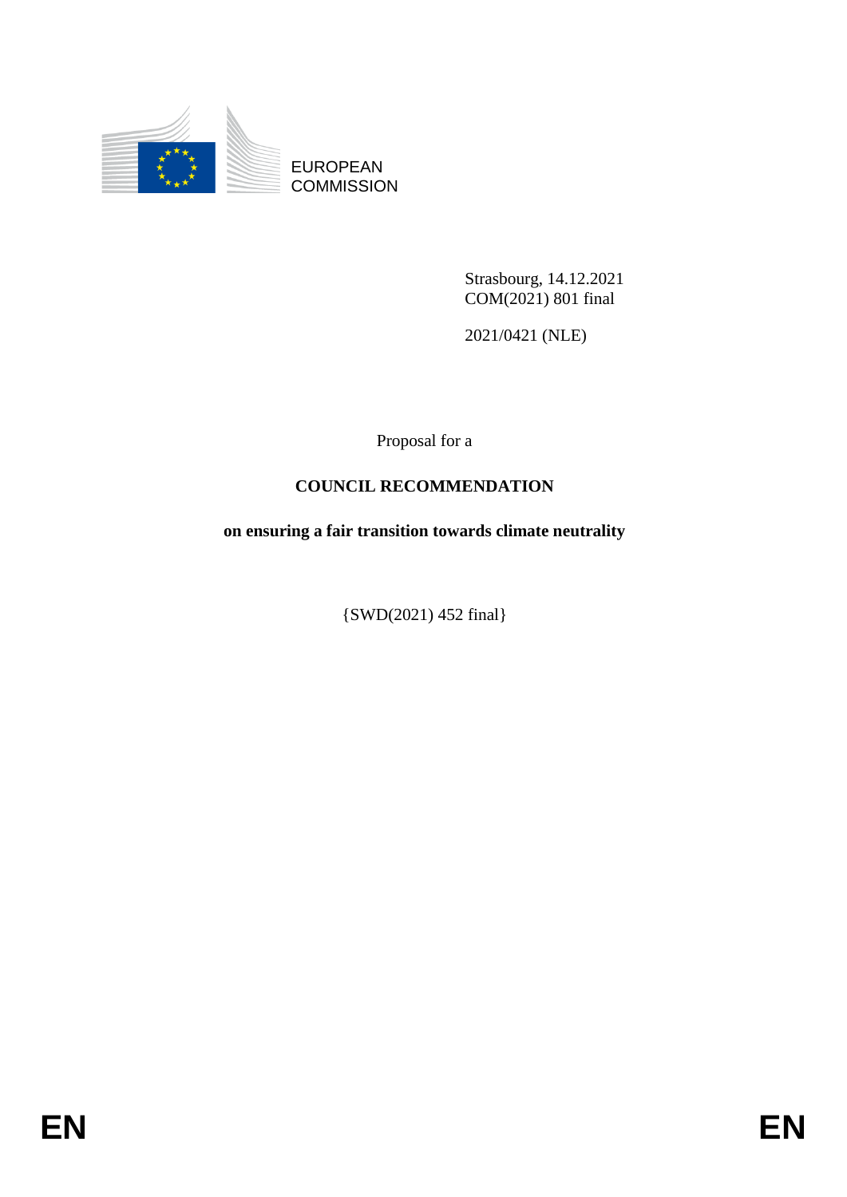EUROPEAN COMMISSION

Strasbourg, 14.12.2021
COM(2021) 801 final

2021/0421 (NLE)

Proposal for a

# COUNCIL RECOMMENDATION

**on ensuring a fair transition towards climate neutrality**

{SWD(2021) 452 final}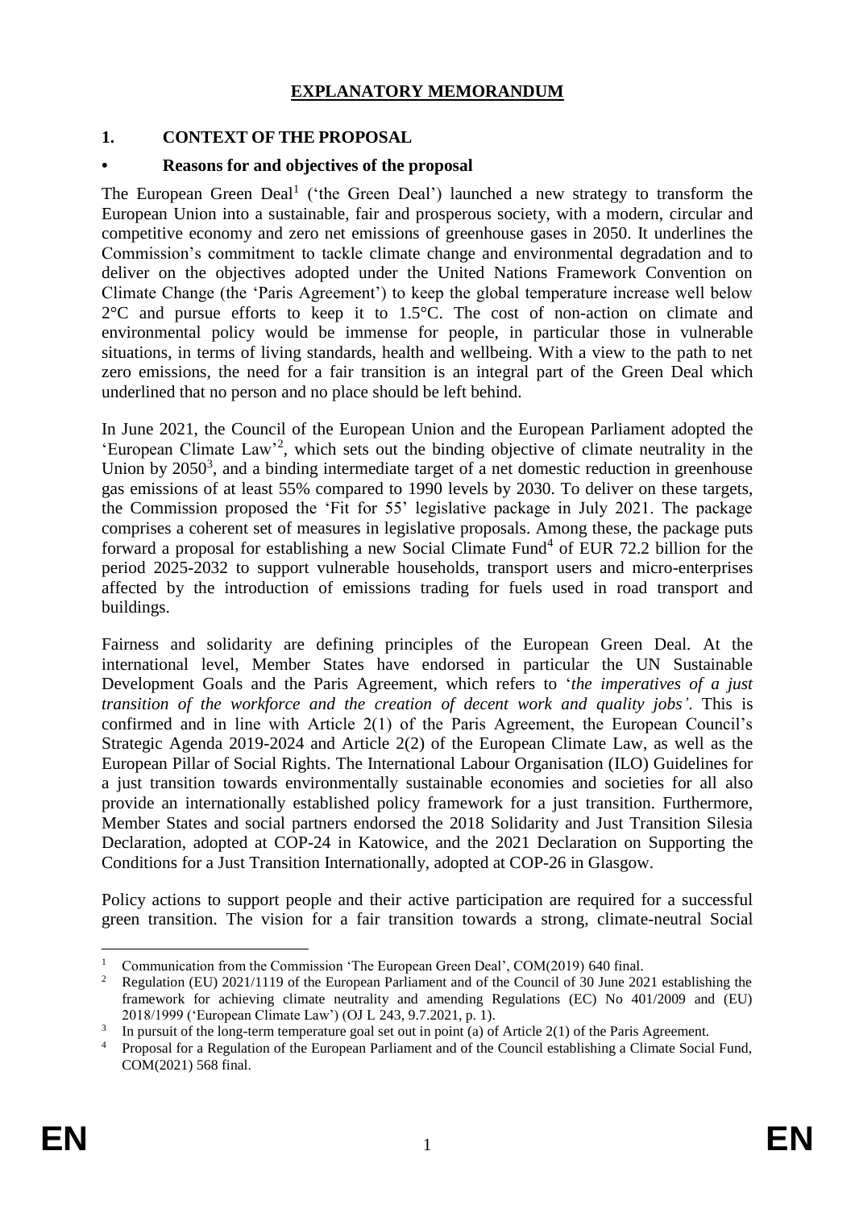# EXPLANATORY MEMORANDUM

## 1. CONTEXT OF THE PROPOSAL

### • Reasons for and objectives of the proposal

The European Green Deal[1] ('the Green Deal') launched a new strategy to transform the European Union into a sustainable, fair and prosperous society, with a modern, circular and competitive economy and zero net emissions of greenhouse gases in 2050. It underlines the Commission's commitment to tackle climate change and environmental degradation and to deliver on the objectives adopted under the United Nations Framework Convention on Climate Change (the 'Paris Agreement') to keep the global temperature increase well below 2°C and pursue efforts to keep it to 1.5°C. The cost of non-action on climate and environmental policy would be immense for people, in particular those in vulnerable situations, in terms of living standards, health and wellbeing. With a view to the path to net zero emissions, the need for a fair transition is an integral part of the Green Deal which underlined that no person and no place should be left behind.

In June 2021, the Council of the European Union and the European Parliament adopted the 'European Climate Law'[2], which sets out the binding objective of climate neutrality in the Union by 2050[3], and a binding intermediate target of a net domestic reduction in greenhouse gas emissions of at least 55% compared to 1990 levels by 2030. To deliver on these targets, the Commission proposed the 'Fit for 55' legislative package in July 2021. The package comprises a coherent set of measures in legislative proposals. Among these, the package puts forward a proposal for establishing a new Social Climate Fund[4] of EUR 72.2 billion for the period 2025-2032 to support vulnerable households, transport users and micro-enterprises affected by the introduction of emissions trading for fuels used in road transport and buildings.

Fairness and solidarity are defining principles of the European Green Deal. At the international level, Member States have endorsed in particular the UN Sustainable Development Goals and the Paris Agreement, which refers to '*the imperatives of a just transition of the workforce and the creation of decent work and quality jobs'*. This is confirmed and in line with Article 2(1) of the Paris Agreement, the European Council's Strategic Agenda 2019-2024 and Article 2(2) of the European Climate Law, as well as the European Pillar of Social Rights. The International Labour Organisation (ILO) Guidelines for a just transition towards environmentally sustainable economies and societies for all also provide an internationally established policy framework for a just transition. Furthermore, Member States and social partners endorsed the 2018 Solidarity and Just Transition Silesia Declaration, adopted at COP-24 in Katowice, and the 2021 Declaration on Supporting the Conditions for a Just Transition Internationally, adopted at COP-26 in Glasgow.

Policy actions to support people and their active participation are required for a successful green transition. The vision for a fair transition towards a strong, climate-neutral Social

---

[1] Communication from the Commission 'The European Green Deal', COM(2019) 640 final.

[2] Regulation (EU) 2021/1119 of the European Parliament and of the Council of 30 June 2021 establishing the framework for achieving climate neutrality and amending Regulations (EC) No 401/2009 and (EU) 2018/1999 ('European Climate Law') (OJ L 243, 9.7.2021, p. 1).

[3] In pursuit of the long-term temperature goal set out in point (a) of Article 2(1) of the Paris Agreement.

[4] Proposal for a Regulation of the European Parliament and of the Council establishing a Climate Social Fund, COM(2021) 568 final.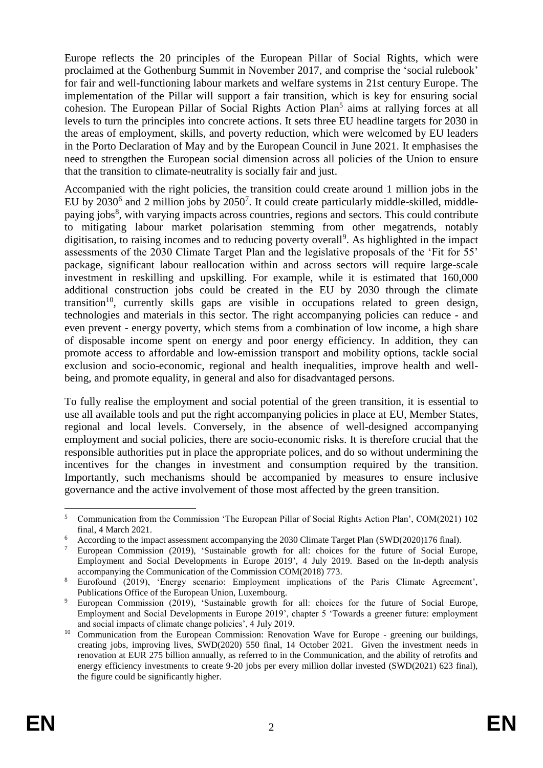Europe reflects the 20 principles of the European Pillar of Social Rights, which were proclaimed at the Gothenburg Summit in November 2017, and comprise the 'social rulebook' for fair and well-functioning labour markets and welfare systems in 21st century Europe. The implementation of the Pillar will support a fair transition, which is key for ensuring social cohesion. The European Pillar of Social Rights Action Plan[5] aims at rallying forces at all levels to turn the principles into concrete actions. It sets three EU headline targets for 2030 in the areas of employment, skills, and poverty reduction, which were welcomed by EU leaders in the Porto Declaration of May and by the European Council in June 2021. It emphasises the need to strengthen the European social dimension across all policies of the Union to ensure that the transition to climate-neutrality is socially fair and just.

Accompanied with the right policies, the transition could create around 1 million jobs in the EU by 2030[6] and 2 million jobs by 2050[7]. It could create particularly middle-skilled, middle-paying jobs[8], with varying impacts across countries, regions and sectors. This could contribute to mitigating labour market polarisation stemming from other megatrends, notably digitisation, to raising incomes and to reducing poverty overall[9]. As highlighted in the impact assessments of the 2030 Climate Target Plan and the legislative proposals of the 'Fit for 55' package, significant labour reallocation within and across sectors will require large-scale investment in reskilling and upskilling. For example, while it is estimated that 160,000 additional construction jobs could be created in the EU by 2030 through the climate transition[10], currently skills gaps are visible in occupations related to green design, technologies and materials in this sector. The right accompanying policies can reduce - and even prevent - energy poverty, which stems from a combination of low income, a high share of disposable income spent on energy and poor energy efficiency. In addition, they can promote access to affordable and low-emission transport and mobility options, tackle social exclusion and socio-economic, regional and health inequalities, improve health and well-being, and promote equality, in general and also for disadvantaged persons.

To fully realise the employment and social potential of the green transition, it is essential to use all available tools and put the right accompanying policies in place at EU, Member States, regional and local levels. Conversely, in the absence of well-designed accompanying employment and social policies, there are socio-economic risks. It is therefore crucial that the responsible authorities put in place the appropriate polices, and do so without undermining the incentives for the changes in investment and consumption required by the transition. Importantly, such mechanisms should be accompanied by measures to ensure inclusive governance and the active involvement of those most affected by the green transition.

---

[5] Communication from the Commission 'The European Pillar of Social Rights Action Plan', COM(2021) 102 final, 4 March 2021.

[6] According to the impact assessment accompanying the 2030 Climate Target Plan (SWD(2020)176 final).

[7] European Commission (2019), 'Sustainable growth for all: choices for the future of Social Europe, Employment and Social Developments in Europe 2019', 4 July 2019. Based on the In-depth analysis accompanying the Communication of the Commission COM(2018) 773.

[8] Eurofound (2019), 'Energy scenario: Employment implications of the Paris Climate Agreement', Publications Office of the European Union, Luxembourg.

[9] European Commission (2019), 'Sustainable growth for all: choices for the future of Social Europe, Employment and Social Developments in Europe 2019', chapter 5 'Towards a greener future: employment and social impacts of climate change policies', 4 July 2019.

[10] Communication from the European Commission: Renovation Wave for Europe - greening our buildings, creating jobs, improving lives, SWD(2020) 550 final, 14 October 2021. Given the investment needs in renovation at EUR 275 billion annually, as referred to in the Communication, and the ability of retrofits and energy efficiency investments to create 9-20 jobs per every million dollar invested (SWD(2021) 623 final), the figure could be significantly higher.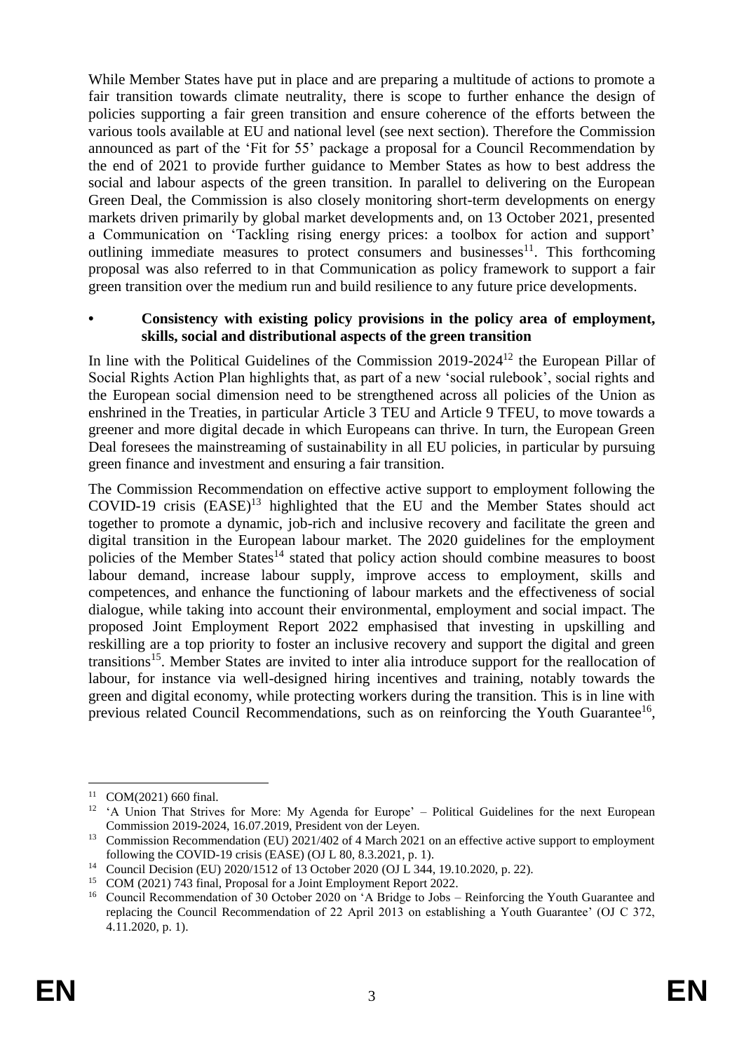While Member States have put in place and are preparing a multitude of actions to promote a fair transition towards climate neutrality, there is scope to further enhance the design of policies supporting a fair green transition and ensure coherence of the efforts between the various tools available at EU and national level (see next section). Therefore the Commission announced as part of the 'Fit for 55' package a proposal for a Council Recommendation by the end of 2021 to provide further guidance to Member States as how to best address the social and labour aspects of the green transition. In parallel to delivering on the European Green Deal, the Commission is also closely monitoring short-term developments on energy markets driven primarily by global market developments and, on 13 October 2021, presented a Communication on 'Tackling rising energy prices: a toolbox for action and support' outlining immediate measures to protect consumers and businesses[11]. This forthcoming proposal was also referred to in that Communication as policy framework to support a fair green transition over the medium run and build resilience to any future price developments.

- **Consistency with existing policy provisions in the policy area of employment, skills, social and distributional aspects of the green transition**

In line with the Political Guidelines of the Commission 2019-2024[12] the European Pillar of Social Rights Action Plan highlights that, as part of a new 'social rulebook', social rights and the European social dimension need to be strengthened across all policies of the Union as enshrined in the Treaties, in particular Article 3 TEU and Article 9 TFEU, to move towards a greener and more digital decade in which Europeans can thrive. In turn, the European Green Deal foresees the mainstreaming of sustainability in all EU policies, in particular by pursuing green finance and investment and ensuring a fair transition.

The Commission Recommendation on effective active support to employment following the COVID-19 crisis (EASE)[13] highlighted that the EU and the Member States should act together to promote a dynamic, job-rich and inclusive recovery and facilitate the green and digital transition in the European labour market. The 2020 guidelines for the employment policies of the Member States[14] stated that policy action should combine measures to boost labour demand, increase labour supply, improve access to employment, skills and competences, and enhance the functioning of labour markets and the effectiveness of social dialogue, while taking into account their environmental, employment and social impact. The proposed Joint Employment Report 2022 emphasised that investing in upskilling and reskilling are a top priority to foster an inclusive recovery and support the digital and green transitions[15]. Member States are invited to inter alia introduce support for the reallocation of labour, for instance via well-designed hiring incentives and training, notably towards the green and digital economy, while protecting workers during the transition. This is in line with previous related Council Recommendations, such as on reinforcing the Youth Guarantee[16],

---

[11] COM(2021) 660 final.

[12] 'A Union That Strives for More: My Agenda for Europe' – Political Guidelines for the next European Commission 2019-2024, 16.07.2019, President von der Leyen.

[13] Commission Recommendation (EU) 2021/402 of 4 March 2021 on an effective active support to employment following the COVID-19 crisis (EASE) (OJ L 80, 8.3.2021, p. 1).

[14] Council Decision (EU) 2020/1512 of 13 October 2020 (OJ L 344, 19.10.2020, p. 22).

[15] COM (2021) 743 final, Proposal for a Joint Employment Report 2022.

[16] Council Recommendation of 30 October 2020 on 'A Bridge to Jobs – Reinforcing the Youth Guarantee and replacing the Council Recommendation of 22 April 2013 on establishing a Youth Guarantee' (OJ C 372, 4.11.2020, p. 1).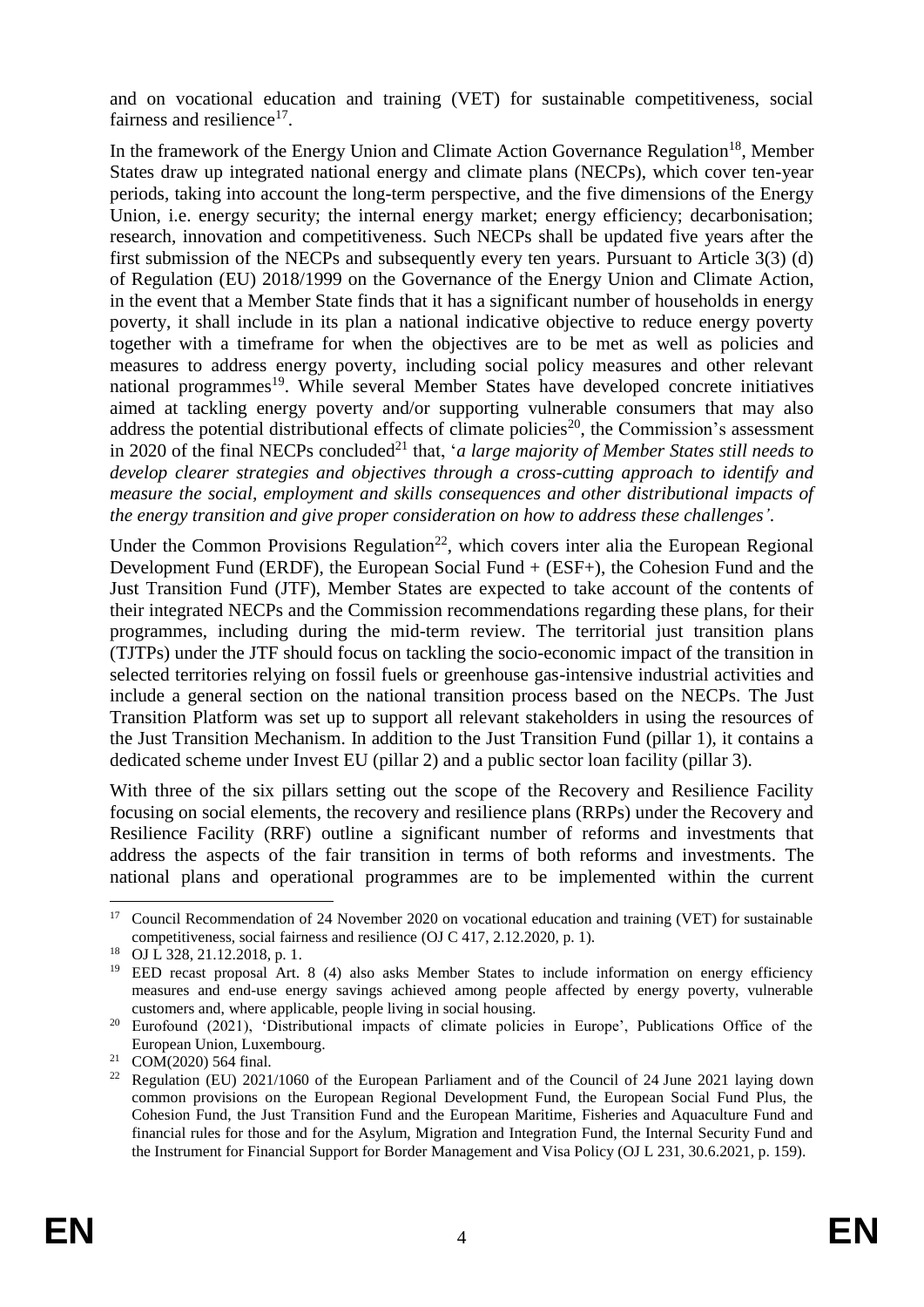and on vocational education and training (VET) for sustainable competitiveness, social fairness and resilience[17].

In the framework of the Energy Union and Climate Action Governance Regulation[18], Member States draw up integrated national energy and climate plans (NECPs), which cover ten-year periods, taking into account the long-term perspective, and the five dimensions of the Energy Union, i.e. energy security; the internal energy market; energy efficiency; decarbonisation; research, innovation and competitiveness. Such NECPs shall be updated five years after the first submission of the NECPs and subsequently every ten years. Pursuant to Article 3(3) (d) of Regulation (EU) 2018/1999 on the Governance of the Energy Union and Climate Action, in the event that a Member State finds that it has a significant number of households in energy poverty, it shall include in its plan a national indicative objective to reduce energy poverty together with a timeframe for when the objectives are to be met as well as policies and measures to address energy poverty, including social policy measures and other relevant national programmes[19]. While several Member States have developed concrete initiatives aimed at tackling energy poverty and/or supporting vulnerable consumers that may also address the potential distributional effects of climate policies[20], the Commission's assessment in 2020 of the final NECPs concluded[21] that, '*a large majority of Member States still needs to develop clearer strategies and objectives through a cross-cutting approach to identify and measure the social, employment and skills consequences and other distributional impacts of the energy transition and give proper consideration on how to address these challenges'*.

Under the Common Provisions Regulation[22], which covers inter alia the European Regional Development Fund (ERDF), the European Social Fund + (ESF+), the Cohesion Fund and the Just Transition Fund (JTF), Member States are expected to take account of the contents of their integrated NECPs and the Commission recommendations regarding these plans, for their programmes, including during the mid-term review. The territorial just transition plans (TJTPs) under the JTF should focus on tackling the socio-economic impact of the transition in selected territories relying on fossil fuels or greenhouse gas-intensive industrial activities and include a general section on the national transition process based on the NECPs. The Just Transition Platform was set up to support all relevant stakeholders in using the resources of the Just Transition Mechanism. In addition to the Just Transition Fund (pillar 1), it contains a dedicated scheme under Invest EU (pillar 2) and a public sector loan facility (pillar 3).

With three of the six pillars setting out the scope of the Recovery and Resilience Facility focusing on social elements, the recovery and resilience plans (RRPs) under the Recovery and Resilience Facility (RRF) outline a significant number of reforms and investments that address the aspects of the fair transition in terms of both reforms and investments. The national plans and operational programmes are to be implemented within the current

---

[17] Council Recommendation of 24 November 2020 on vocational education and training (VET) for sustainable competitiveness, social fairness and resilience (OJ C 417, 2.12.2020, p. 1).

[18] OJ L 328, 21.12.2018, p. 1.

[19] EED recast proposal Art. 8 (4) also asks Member States to include information on energy efficiency measures and end-use energy savings achieved among people affected by energy poverty, vulnerable customers and, where applicable, people living in social housing.

[20] Eurofound (2021), 'Distributional impacts of climate policies in Europe', Publications Office of the European Union, Luxembourg.

[21] COM(2020) 564 final.

[22] Regulation (EU) 2021/1060 of the European Parliament and of the Council of 24 June 2021 laying down common provisions on the European Regional Development Fund, the European Social Fund Plus, the Cohesion Fund, the Just Transition Fund and the European Maritime, Fisheries and Aquaculture Fund and financial rules for those and for the Asylum, Migration and Integration Fund, the Internal Security Fund and the Instrument for Financial Support for Border Management and Visa Policy (OJ L 231, 30.6.2021, p. 159).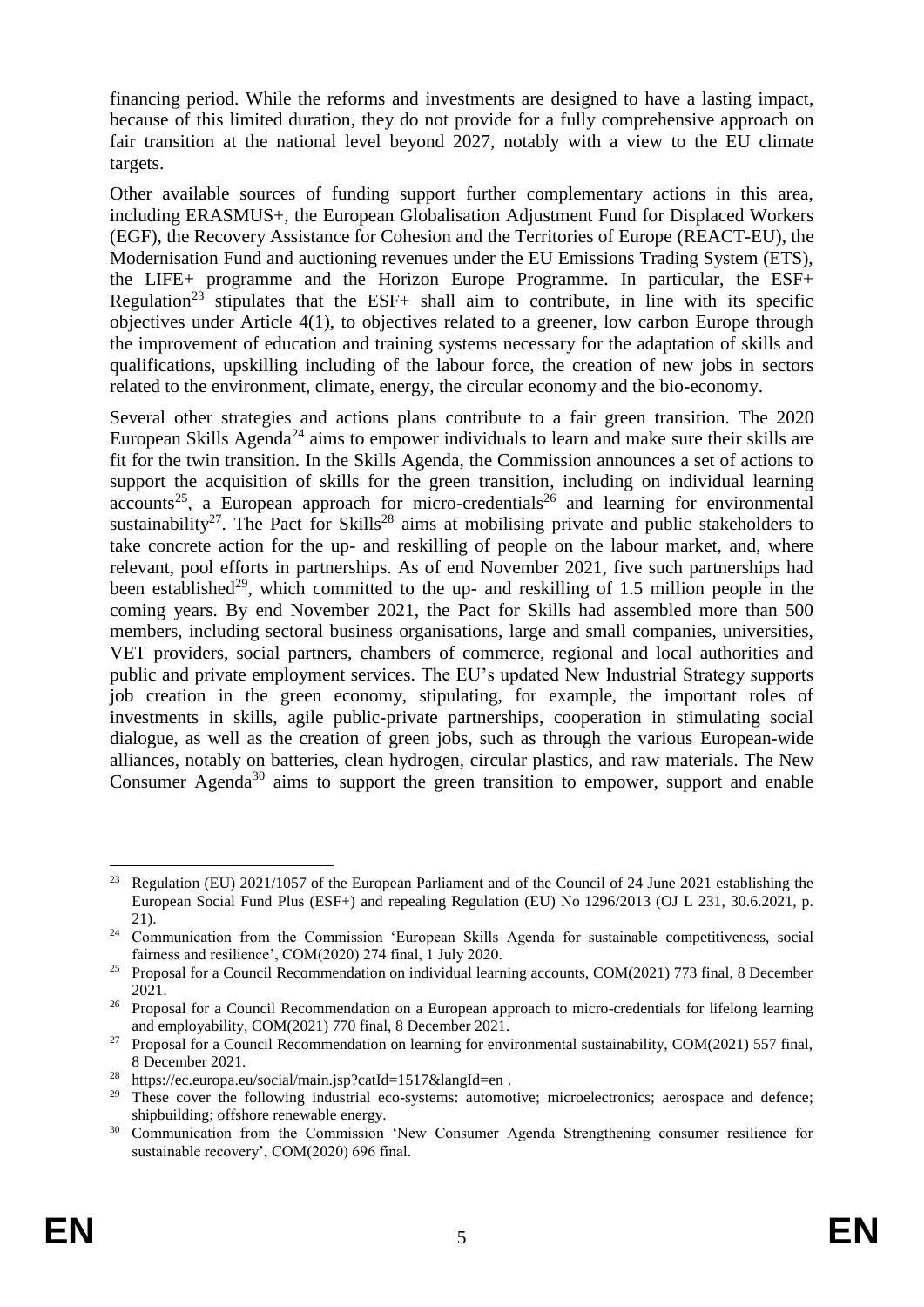financing period. While the reforms and investments are designed to have a lasting impact, because of this limited duration, they do not provide for a fully comprehensive approach on fair transition at the national level beyond 2027, notably with a view to the EU climate targets.

Other available sources of funding support further complementary actions in this area, including ERASMUS+, the European Globalisation Adjustment Fund for Displaced Workers (EGF), the Recovery Assistance for Cohesion and the Territories of Europe (REACT-EU), the Modernisation Fund and auctioning revenues under the EU Emissions Trading System (ETS), the LIFE+ programme and the Horizon Europe Programme. In particular, the ESF+ Regulation[23] stipulates that the ESF+ shall aim to contribute, in line with its specific objectives under Article 4(1), to objectives related to a greener, low carbon Europe through the improvement of education and training systems necessary for the adaptation of skills and qualifications, upskilling including of the labour force, the creation of new jobs in sectors related to the environment, climate, energy, the circular economy and the bio-economy.

Several other strategies and actions plans contribute to a fair green transition. The 2020 European Skills Agenda[24] aims to empower individuals to learn and make sure their skills are fit for the twin transition. In the Skills Agenda, the Commission announces a set of actions to support the acquisition of skills for the green transition, including on individual learning accounts[25], a European approach for micro-credentials[26] and learning for environmental sustainability[27]. The Pact for Skills[28] aims at mobilising private and public stakeholders to take concrete action for the up- and reskilling of people on the labour market, and, where relevant, pool efforts in partnerships. As of end November 2021, five such partnerships had been established[29], which committed to the up- and reskilling of 1.5 million people in the coming years. By end November 2021, the Pact for Skills had assembled more than 500 members, including sectoral business organisations, large and small companies, universities, VET providers, social partners, chambers of commerce, regional and local authorities and public and private employment services. The EU's updated New Industrial Strategy supports job creation in the green economy, stipulating, for example, the important roles of investments in skills, agile public-private partnerships, cooperation in stimulating social dialogue, as well as the creation of green jobs, such as through the various European-wide alliances, notably on batteries, clean hydrogen, circular plastics, and raw materials. The New Consumer Agenda[30] aims to support the green transition to empower, support and enable

---

[23] Regulation (EU) 2021/1057 of the European Parliament and of the Council of 24 June 2021 establishing the European Social Fund Plus (ESF+) and repealing Regulation (EU) No 1296/2013 (OJ L 231, 30.6.2021, p. 21).

[24] Communication from the Commission 'European Skills Agenda for sustainable competitiveness, social fairness and resilience', COM(2020) 274 final, 1 July 2020.

[25] Proposal for a Council Recommendation on individual learning accounts, COM(2021) 773 final, 8 December 2021.

[26] Proposal for a Council Recommendation on a European approach to micro-credentials for lifelong learning and employability, COM(2021) 770 final, 8 December 2021.

[27] Proposal for a Council Recommendation on learning for environmental sustainability, COM(2021) 557 final, 8 December 2021.

[28] https://ec.europa.eu/social/main.jsp?catId=1517&langId=en .

[29] These cover the following industrial eco-systems: automotive; microelectronics; aerospace and defence; shipbuilding; offshore renewable energy.

[30] Communication from the Commission 'New Consumer Agenda Strengthening consumer resilience for sustainable recovery', COM(2020) 696 final.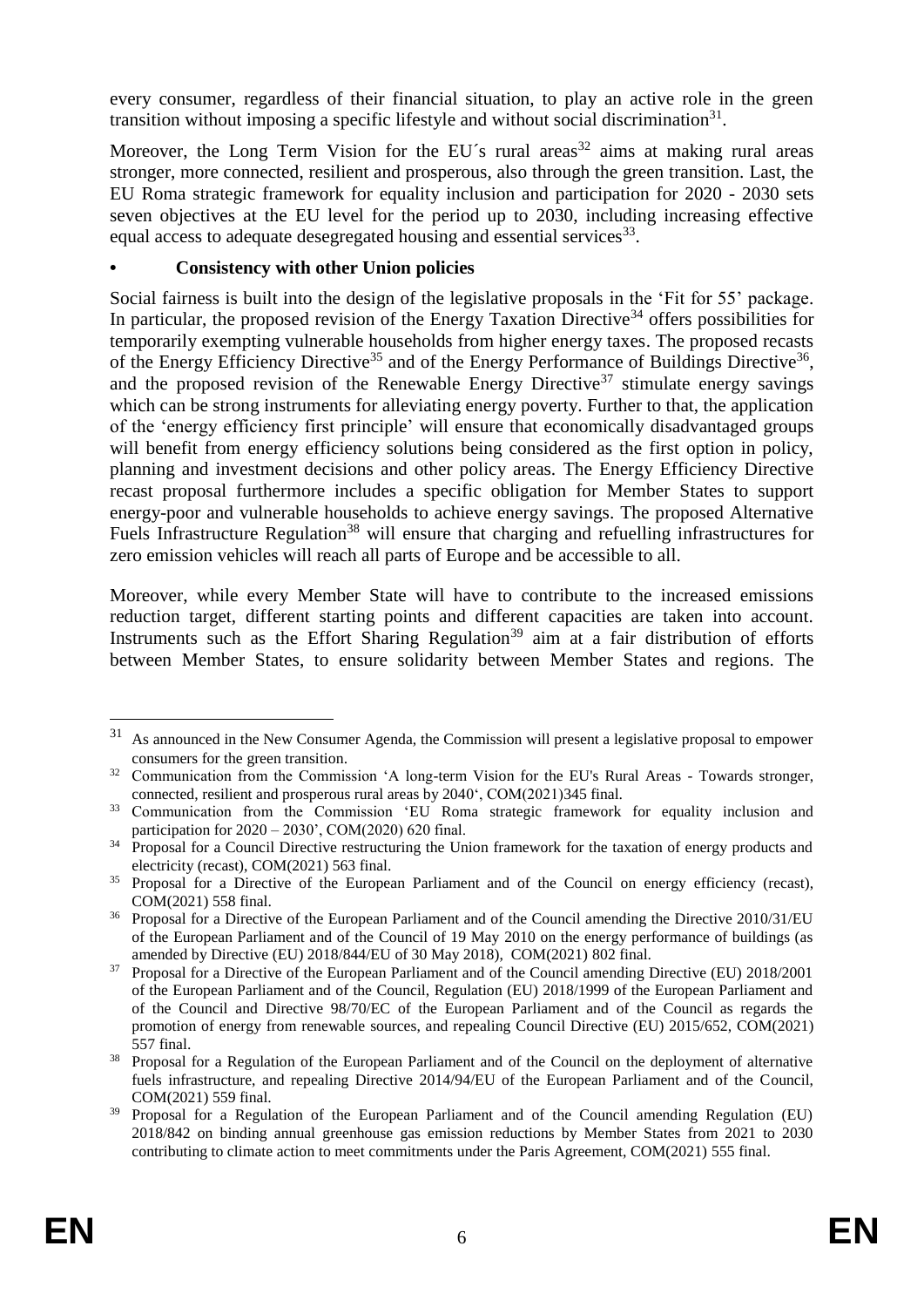every consumer, regardless of their financial situation, to play an active role in the green transition without imposing a specific lifestyle and without social discrimination[31].

Moreover, the Long Term Vision for the EU´s rural areas[32] aims at making rural areas stronger, more connected, resilient and prosperous, also through the green transition. Last, the EU Roma strategic framework for equality inclusion and participation for 2020 - 2030 sets seven objectives at the EU level for the period up to 2030, including increasing effective equal access to adequate desegregated housing and essential services[33].

- **Consistency with other Union policies**

Social fairness is built into the design of the legislative proposals in the 'Fit for 55' package. In particular, the proposed revision of the Energy Taxation Directive[34] offers possibilities for temporarily exempting vulnerable households from higher energy taxes. The proposed recasts of the Energy Efficiency Directive[35] and of the Energy Performance of Buildings Directive[36], and the proposed revision of the Renewable Energy Directive[37] stimulate energy savings which can be strong instruments for alleviating energy poverty. Further to that, the application of the 'energy efficiency first principle' will ensure that economically disadvantaged groups will benefit from energy efficiency solutions being considered as the first option in policy, planning and investment decisions and other policy areas. The Energy Efficiency Directive recast proposal furthermore includes a specific obligation for Member States to support energy-poor and vulnerable households to achieve energy savings. The proposed Alternative Fuels Infrastructure Regulation[38] will ensure that charging and refuelling infrastructures for zero emission vehicles will reach all parts of Europe and be accessible to all.

Moreover, while every Member State will have to contribute to the increased emissions reduction target, different starting points and different capacities are taken into account. Instruments such as the Effort Sharing Regulation[39] aim at a fair distribution of efforts between Member States, to ensure solidarity between Member States and regions. The

---

[31] As announced in the New Consumer Agenda, the Commission will present a legislative proposal to empower consumers for the green transition.

[32] Communication from the Commission 'A long-term Vision for the EU's Rural Areas - Towards stronger, connected, resilient and prosperous rural areas by 2040', COM(2021)345 final.

[33] Communication from the Commission 'EU Roma strategic framework for equality inclusion and participation for 2020 – 2030', COM(2020) 620 final.

[34] Proposal for a Council Directive restructuring the Union framework for the taxation of energy products and electricity (recast), COM(2021) 563 final.

[35] Proposal for a Directive of the European Parliament and of the Council on energy efficiency (recast), COM(2021) 558 final.

[36] Proposal for a Directive of the European Parliament and of the Council amending the Directive 2010/31/EU of the European Parliament and of the Council of 19 May 2010 on the energy performance of buildings (as amended by Directive (EU) 2018/844/EU of 30 May 2018), COM(2021) 802 final.

[37] Proposal for a Directive of the European Parliament and of the Council amending Directive (EU) 2018/2001 of the European Parliament and of the Council, Regulation (EU) 2018/1999 of the European Parliament and of the Council and Directive 98/70/EC of the European Parliament and of the Council as regards the promotion of energy from renewable sources, and repealing Council Directive (EU) 2015/652, COM(2021) 557 final.

[38] Proposal for a Regulation of the European Parliament and of the Council on the deployment of alternative fuels infrastructure, and repealing Directive 2014/94/EU of the European Parliament and of the Council, COM(2021) 559 final.

[39] Proposal for a Regulation of the European Parliament and of the Council amending Regulation (EU) 2018/842 on binding annual greenhouse gas emission reductions by Member States from 2021 to 2030 contributing to climate action to meet commitments under the Paris Agreement, COM(2021) 555 final.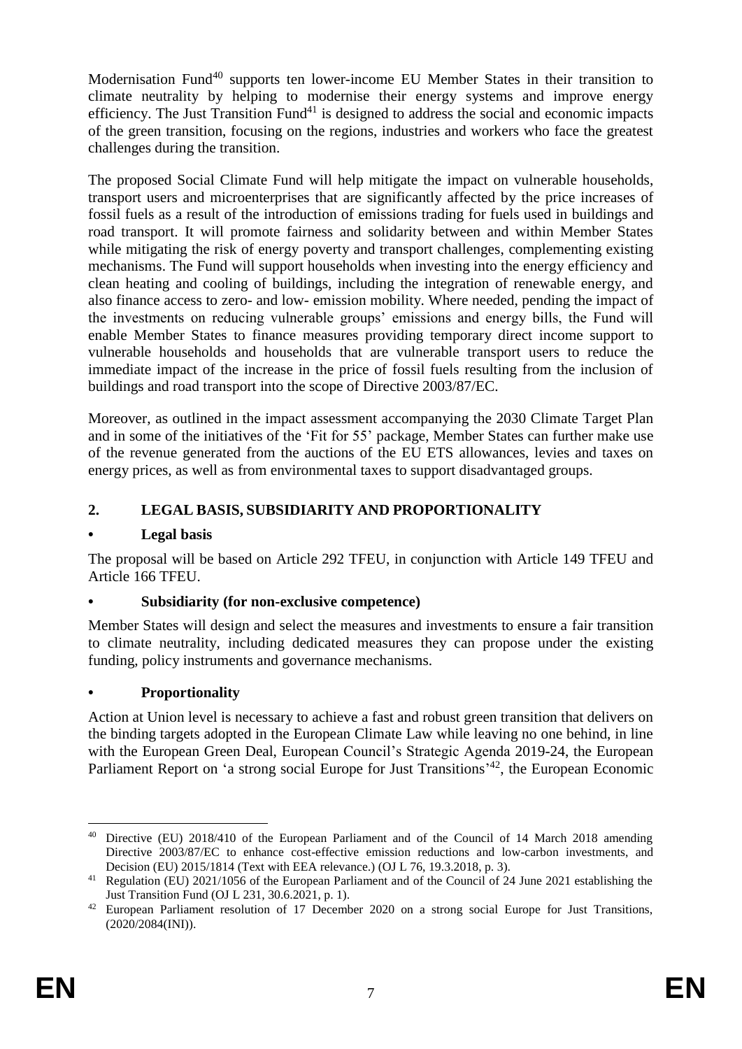Modernisation Fund[40] supports ten lower-income EU Member States in their transition to climate neutrality by helping to modernise their energy systems and improve energy efficiency. The Just Transition Fund[41] is designed to address the social and economic impacts of the green transition, focusing on the regions, industries and workers who face the greatest challenges during the transition.

The proposed Social Climate Fund will help mitigate the impact on vulnerable households, transport users and microenterprises that are significantly affected by the price increases of fossil fuels as a result of the introduction of emissions trading for fuels used in buildings and road transport. It will promote fairness and solidarity between and within Member States while mitigating the risk of energy poverty and transport challenges, complementing existing mechanisms. The Fund will support households when investing into the energy efficiency and clean heating and cooling of buildings, including the integration of renewable energy, and also finance access to zero- and low- emission mobility. Where needed, pending the impact of the investments on reducing vulnerable groups' emissions and energy bills, the Fund will enable Member States to finance measures providing temporary direct income support to vulnerable households and households that are vulnerable transport users to reduce the immediate impact of the increase in the price of fossil fuels resulting from the inclusion of buildings and road transport into the scope of Directive 2003/87/EC.

Moreover, as outlined in the impact assessment accompanying the 2030 Climate Target Plan and in some of the initiatives of the 'Fit for 55' package, Member States can further make use of the revenue generated from the auctions of the EU ETS allowances, levies and taxes on energy prices, as well as from environmental taxes to support disadvantaged groups.

## 2. LEGAL BASIS, SUBSIDIARITY AND PROPORTIONALITY

### • Legal basis

The proposal will be based on Article 292 TFEU, in conjunction with Article 149 TFEU and Article 166 TFEU.

### • Subsidiarity (for non-exclusive competence)

Member States will design and select the measures and investments to ensure a fair transition to climate neutrality, including dedicated measures they can propose under the existing funding, policy instruments and governance mechanisms.

### • Proportionality

Action at Union level is necessary to achieve a fast and robust green transition that delivers on the binding targets adopted in the European Climate Law while leaving no one behind, in line with the European Green Deal, European Council's Strategic Agenda 2019-24, the European Parliament Report on 'a strong social Europe for Just Transitions'[42], the European Economic

---

[40] Directive (EU) 2018/410 of the European Parliament and of the Council of 14 March 2018 amending Directive 2003/87/EC to enhance cost-effective emission reductions and low-carbon investments, and Decision (EU) 2015/1814 (Text with EEA relevance.) (OJ L 76, 19.3.2018, p. 3).

[41] Regulation (EU) 2021/1056 of the European Parliament and of the Council of 24 June 2021 establishing the Just Transition Fund (OJ L 231, 30.6.2021, p. 1).

[42] European Parliament resolution of 17 December 2020 on a strong social Europe for Just Transitions, (2020/2084(INI)).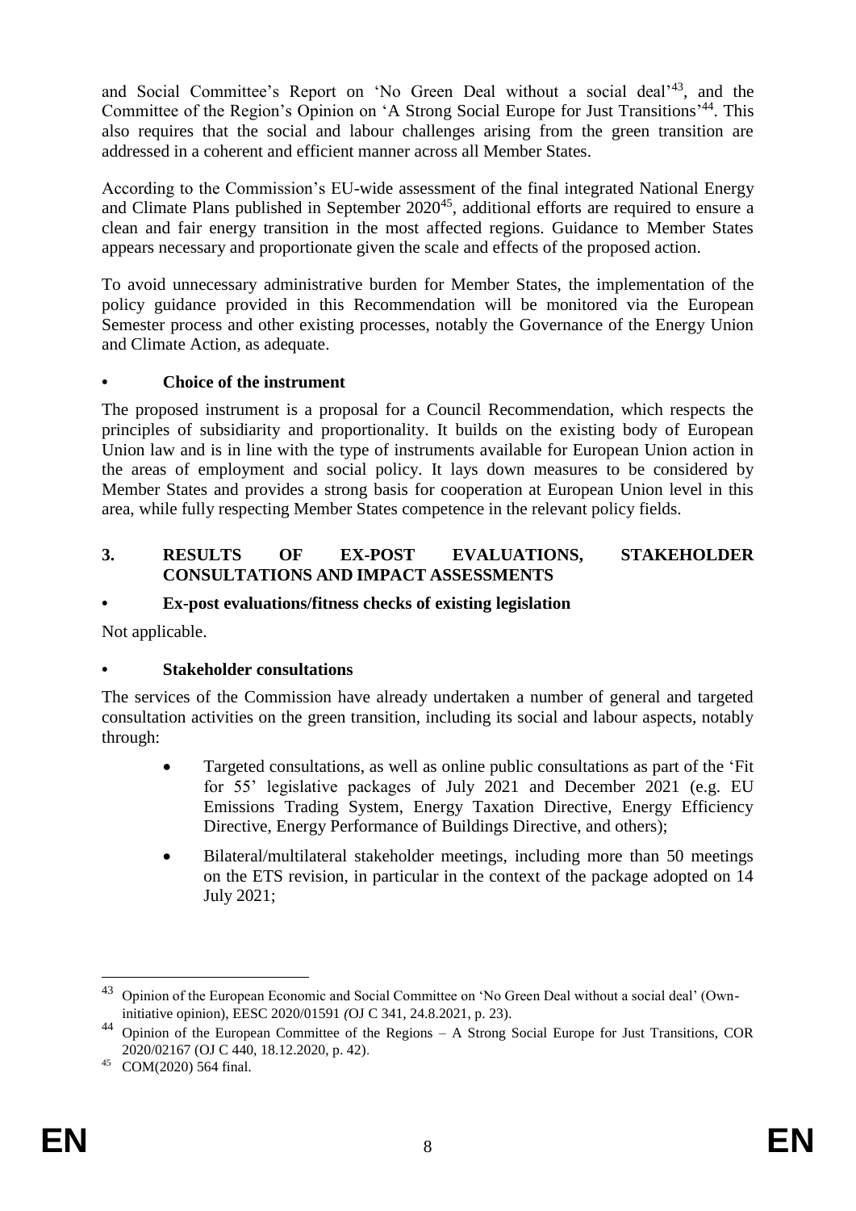and Social Committee's Report on 'No Green Deal without a social deal'[43], and the Committee of the Region's Opinion on 'A Strong Social Europe for Just Transitions'[44]. This also requires that the social and labour challenges arising from the green transition are addressed in a coherent and efficient manner across all Member States.

According to the Commission's EU-wide assessment of the final integrated National Energy and Climate Plans published in September 2020[45], additional efforts are required to ensure a clean and fair energy transition in the most affected regions. Guidance to Member States appears necessary and proportionate given the scale and effects of the proposed action.

To avoid unnecessary administrative burden for Member States, the implementation of the policy guidance provided in this Recommendation will be monitored via the European Semester process and other existing processes, notably the Governance of the Energy Union and Climate Action, as adequate.

### • Choice of the instrument

The proposed instrument is a proposal for a Council Recommendation, which respects the principles of subsidiarity and proportionality. It builds on the existing body of European Union law and is in line with the type of instruments available for European Union action in the areas of employment and social policy. It lays down measures to be considered by Member States and provides a strong basis for cooperation at European Union level in this area, while fully respecting Member States competence in the relevant policy fields.

## 3. RESULTS OF EX-POST EVALUATIONS, STAKEHOLDER CONSULTATIONS AND IMPACT ASSESSMENTS

### • Ex-post evaluations/fitness checks of existing legislation

Not applicable.

### • Stakeholder consultations

The services of the Commission have already undertaken a number of general and targeted consultation activities on the green transition, including its social and labour aspects, notably through:

- Targeted consultations, as well as online public consultations as part of the 'Fit for 55' legislative packages of July 2021 and December 2021 (e.g. EU Emissions Trading System, Energy Taxation Directive, Energy Efficiency Directive, Energy Performance of Buildings Directive, and others);
- Bilateral/multilateral stakeholder meetings, including more than 50 meetings on the ETS revision, in particular in the context of the package adopted on 14 July 2021;

---

[43] Opinion of the European Economic and Social Committee on 'No Green Deal without a social deal' (Own-initiative opinion), EESC 2020/01591 (OJ C 341, 24.8.2021, p. 23).

[44] Opinion of the European Committee of the Regions – A Strong Social Europe for Just Transitions, COR 2020/02167 (OJ C 440, 18.12.2020, p. 42).

[45] COM(2020) 564 final.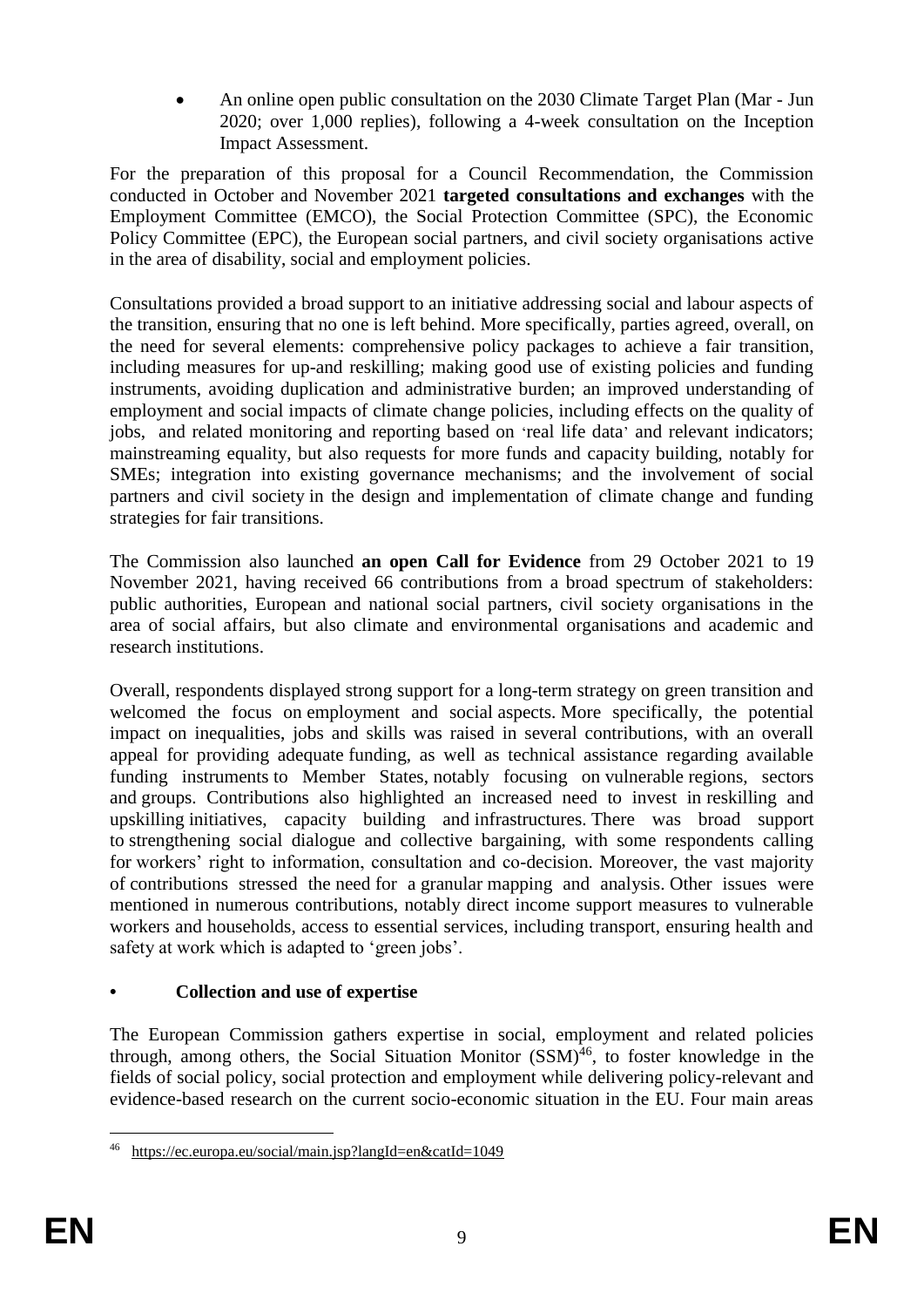- An online open public consultation on the 2030 Climate Target Plan (Mar - Jun 2020; over 1,000 replies), following a 4-week consultation on the Inception Impact Assessment.

For the preparation of this proposal for a Council Recommendation, the Commission conducted in October and November 2021 **targeted consultations and exchanges** with the Employment Committee (EMCO), the Social Protection Committee (SPC), the Economic Policy Committee (EPC), the European social partners, and civil society organisations active in the area of disability, social and employment policies.

Consultations provided a broad support to an initiative addressing social and labour aspects of the transition, ensuring that no one is left behind. More specifically, parties agreed, overall, on the need for several elements: comprehensive policy packages to achieve a fair transition, including measures for up-and reskilling; making good use of existing policies and funding instruments, avoiding duplication and administrative burden; an improved understanding of employment and social impacts of climate change policies, including effects on the quality of jobs, and related monitoring and reporting based on 'real life data' and relevant indicators; mainstreaming equality, but also requests for more funds and capacity building, notably for SMEs; integration into existing governance mechanisms; and the involvement of social partners and civil society in the design and implementation of climate change and funding strategies for fair transitions.

The Commission also launched **an open Call for Evidence** from 29 October 2021 to 19 November 2021, having received 66 contributions from a broad spectrum of stakeholders: public authorities, European and national social partners, civil society organisations in the area of social affairs, but also climate and environmental organisations and academic and research institutions.

Overall, respondents displayed strong support for a long-term strategy on green transition and welcomed the focus on employment and social aspects. More specifically, the potential impact on inequalities, jobs and skills was raised in several contributions, with an overall appeal for providing adequate funding, as well as technical assistance regarding available funding instruments to Member States, notably focusing on vulnerable regions, sectors and groups. Contributions also highlighted an increased need to invest in reskilling and upskilling initiatives, capacity building and infrastructures. There was broad support to strengthening social dialogue and collective bargaining, with some respondents calling for workers' right to information, consultation and co-decision. Moreover, the vast majority of contributions stressed the need for a granular mapping and analysis. Other issues were mentioned in numerous contributions, notably direct income support measures to vulnerable workers and households, access to essential services, including transport, ensuring health and safety at work which is adapted to 'green jobs'.

- **Collection and use of expertise**

The European Commission gathers expertise in social, employment and related policies through, among others, the Social Situation Monitor (SSM)[46], to foster knowledge in the fields of social policy, social protection and employment while delivering policy-relevant and evidence-based research on the current socio-economic situation in the EU. Four main areas

[46] https://ec.europa.eu/social/main.jsp?langId=en&catId=1049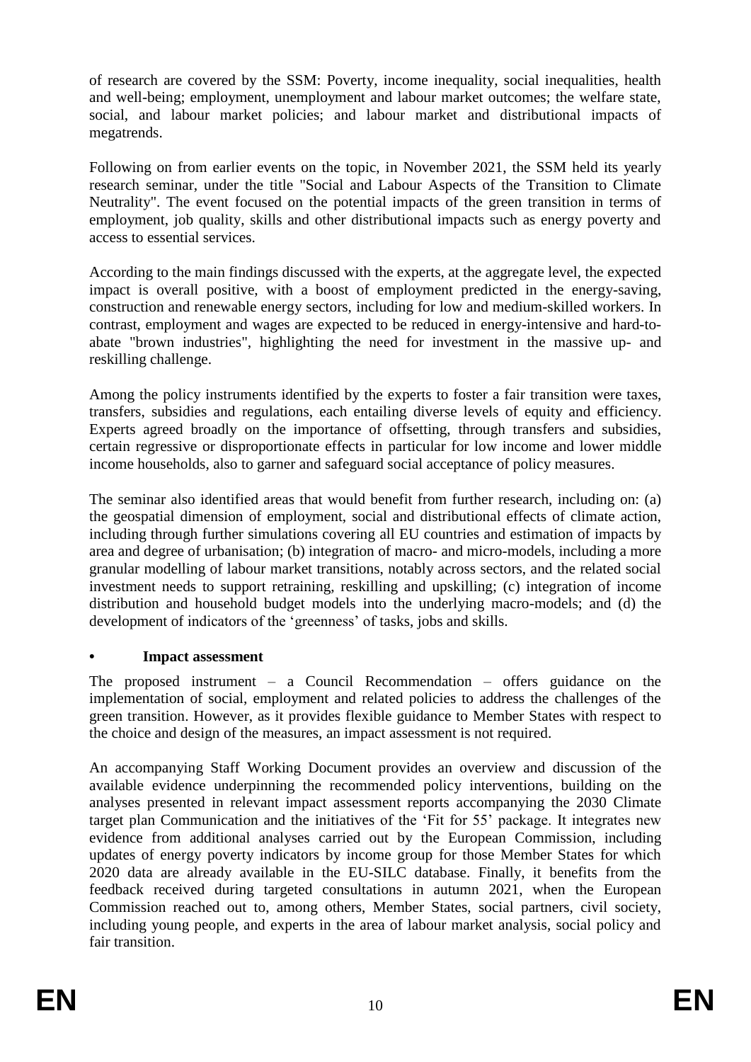of research are covered by the SSM: Poverty, income inequality, social inequalities, health and well-being; employment, unemployment and labour market outcomes; the welfare state, social, and labour market policies; and labour market and distributional impacts of megatrends.

Following on from earlier events on the topic, in November 2021, the SSM held its yearly research seminar, under the title "Social and Labour Aspects of the Transition to Climate Neutrality". The event focused on the potential impacts of the green transition in terms of employment, job quality, skills and other distributional impacts such as energy poverty and access to essential services.

According to the main findings discussed with the experts, at the aggregate level, the expected impact is overall positive, with a boost of employment predicted in the energy-saving, construction and renewable energy sectors, including for low and medium-skilled workers. In contrast, employment and wages are expected to be reduced in energy-intensive and hard-to-abate "brown industries", highlighting the need for investment in the massive up- and reskilling challenge.

Among the policy instruments identified by the experts to foster a fair transition were taxes, transfers, subsidies and regulations, each entailing diverse levels of equity and efficiency. Experts agreed broadly on the importance of offsetting, through transfers and subsidies, certain regressive or disproportionate effects in particular for low income and lower middle income households, also to garner and safeguard social acceptance of policy measures.

The seminar also identified areas that would benefit from further research, including on: (a) the geospatial dimension of employment, social and distributional effects of climate action, including through further simulations covering all EU countries and estimation of impacts by area and degree of urbanisation; (b) integration of macro- and micro-models, including a more granular modelling of labour market transitions, notably across sectors, and the related social investment needs to support retraining, reskilling and upskilling; (c) integration of income distribution and household budget models into the underlying macro-models; and (d) the development of indicators of the 'greenness' of tasks, jobs and skills.

- **Impact assessment**

The proposed instrument – a Council Recommendation – offers guidance on the implementation of social, employment and related policies to address the challenges of the green transition. However, as it provides flexible guidance to Member States with respect to the choice and design of the measures, an impact assessment is not required.

An accompanying Staff Working Document provides an overview and discussion of the available evidence underpinning the recommended policy interventions, building on the analyses presented in relevant impact assessment reports accompanying the 2030 Climate target plan Communication and the initiatives of the 'Fit for 55' package. It integrates new evidence from additional analyses carried out by the European Commission, including updates of energy poverty indicators by income group for those Member States for which 2020 data are already available in the EU-SILC database. Finally, it benefits from the feedback received during targeted consultations in autumn 2021, when the European Commission reached out to, among others, Member States, social partners, civil society, including young people, and experts in the area of labour market analysis, social policy and fair transition.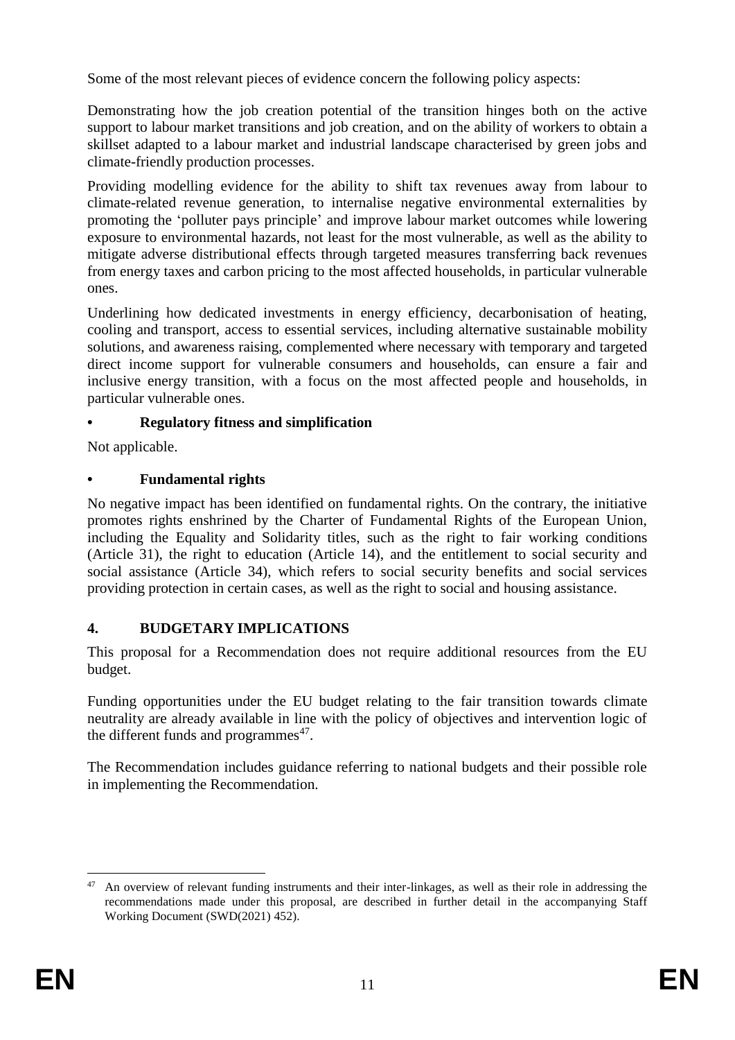Some of the most relevant pieces of evidence concern the following policy aspects:

Demonstrating how the job creation potential of the transition hinges both on the active support to labour market transitions and job creation, and on the ability of workers to obtain a skillset adapted to a labour market and industrial landscape characterised by green jobs and climate-friendly production processes.

Providing modelling evidence for the ability to shift tax revenues away from labour to climate-related revenue generation, to internalise negative environmental externalities by promoting the 'polluter pays principle' and improve labour market outcomes while lowering exposure to environmental hazards, not least for the most vulnerable, as well as the ability to mitigate adverse distributional effects through targeted measures transferring back revenues from energy taxes and carbon pricing to the most affected households, in particular vulnerable ones.

Underlining how dedicated investments in energy efficiency, decarbonisation of heating, cooling and transport, access to essential services, including alternative sustainable mobility solutions, and awareness raising, complemented where necessary with temporary and targeted direct income support for vulnerable consumers and households, can ensure a fair and inclusive energy transition, with a focus on the most affected people and households, in particular vulnerable ones.

- **Regulatory fitness and simplification**

Not applicable.

- **Fundamental rights**

No negative impact has been identified on fundamental rights. On the contrary, the initiative promotes rights enshrined by the Charter of Fundamental Rights of the European Union, including the Equality and Solidarity titles, such as the right to fair working conditions (Article 31), the right to education (Article 14), and the entitlement to social security and social assistance (Article 34), which refers to social security benefits and social services providing protection in certain cases, as well as the right to social and housing assistance.

## 4. BUDGETARY IMPLICATIONS

This proposal for a Recommendation does not require additional resources from the EU budget.

Funding opportunities under the EU budget relating to the fair transition towards climate neutrality are already available in line with the policy of objectives and intervention logic of the different funds and programmes[47].

The Recommendation includes guidance referring to national budgets and their possible role in implementing the Recommendation.

---

[47] An overview of relevant funding instruments and their inter-linkages, as well as their role in addressing the recommendations made under this proposal, are described in further detail in the accompanying Staff Working Document (SWD(2021) 452).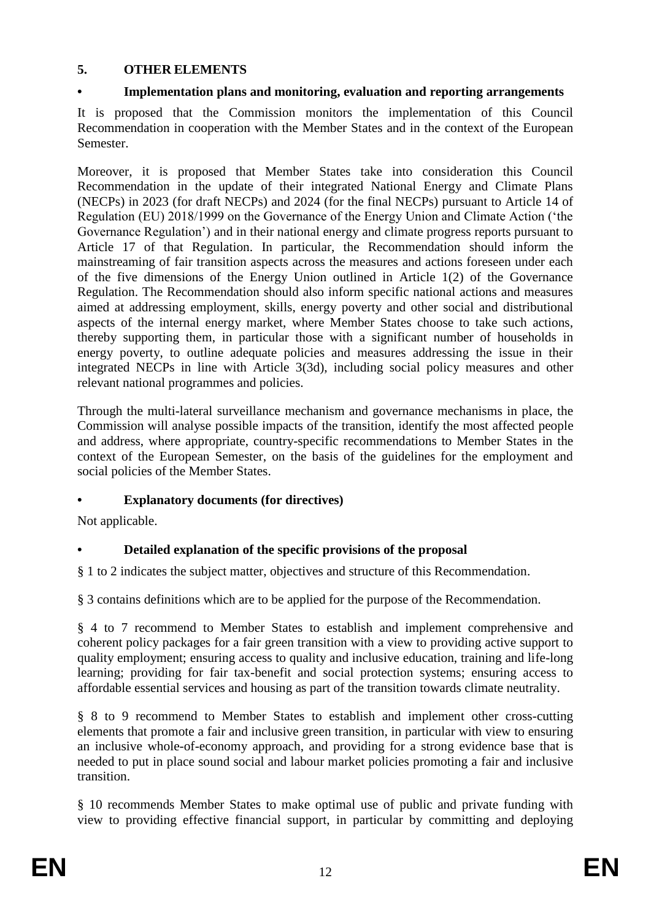## 5. OTHER ELEMENTS

### • Implementation plans and monitoring, evaluation and reporting arrangements

It is proposed that the Commission monitors the implementation of this Council Recommendation in cooperation with the Member States and in the context of the European Semester.

Moreover, it is proposed that Member States take into consideration this Council Recommendation in the update of their integrated National Energy and Climate Plans (NECPs) in 2023 (for draft NECPs) and 2024 (for the final NECPs) pursuant to Article 14 of Regulation (EU) 2018/1999 on the Governance of the Energy Union and Climate Action ('the Governance Regulation') and in their national energy and climate progress reports pursuant to Article 17 of that Regulation. In particular, the Recommendation should inform the mainstreaming of fair transition aspects across the measures and actions foreseen under each of the five dimensions of the Energy Union outlined in Article 1(2) of the Governance Regulation. The Recommendation should also inform specific national actions and measures aimed at addressing employment, skills, energy poverty and other social and distributional aspects of the internal energy market, where Member States choose to take such actions, thereby supporting them, in particular those with a significant number of households in energy poverty, to outline adequate policies and measures addressing the issue in their integrated NECPs in line with Article 3(3d), including social policy measures and other relevant national programmes and policies.

Through the multi-lateral surveillance mechanism and governance mechanisms in place, the Commission will analyse possible impacts of the transition, identify the most affected people and address, where appropriate, country-specific recommendations to Member States in the context of the European Semester, on the basis of the guidelines for the employment and social policies of the Member States.

### • Explanatory documents (for directives)

Not applicable.

### • Detailed explanation of the specific provisions of the proposal

§ 1 to 2 indicates the subject matter, objectives and structure of this Recommendation.

§ 3 contains definitions which are to be applied for the purpose of the Recommendation.

§ 4 to 7 recommend to Member States to establish and implement comprehensive and coherent policy packages for a fair green transition with a view to providing active support to quality employment; ensuring access to quality and inclusive education, training and life-long learning; providing for fair tax-benefit and social protection systems; ensuring access to affordable essential services and housing as part of the transition towards climate neutrality.

§ 8 to 9 recommend to Member States to establish and implement other cross-cutting elements that promote a fair and inclusive green transition, in particular with view to ensuring an inclusive whole-of-economy approach, and providing for a strong evidence base that is needed to put in place sound social and labour market policies promoting a fair and inclusive transition.

§ 10 recommends Member States to make optimal use of public and private funding with view to providing effective financial support, in particular by committing and deploying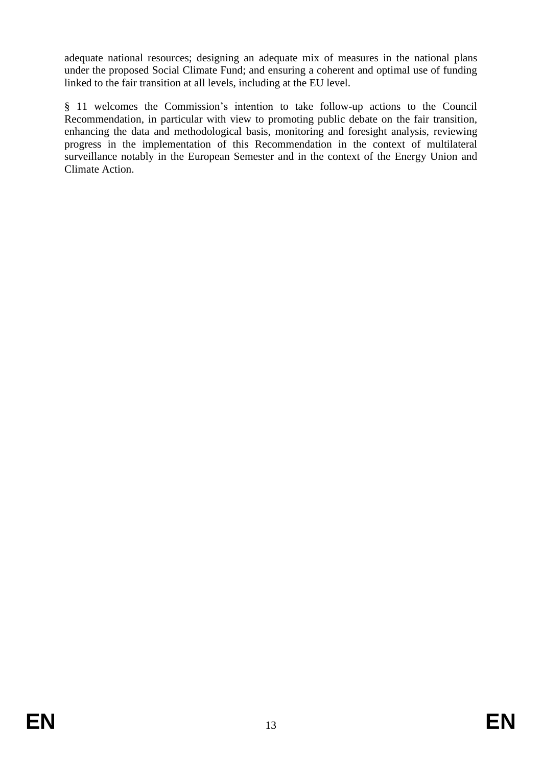adequate national resources; designing an adequate mix of measures in the national plans under the proposed Social Climate Fund; and ensuring a coherent and optimal use of funding linked to the fair transition at all levels, including at the EU level.

§ 11 welcomes the Commission's intention to take follow-up actions to the Council Recommendation, in particular with view to promoting public debate on the fair transition, enhancing the data and methodological basis, monitoring and foresight analysis, reviewing progress in the implementation of this Recommendation in the context of multilateral surveillance notably in the European Semester and in the context of the Energy Union and Climate Action.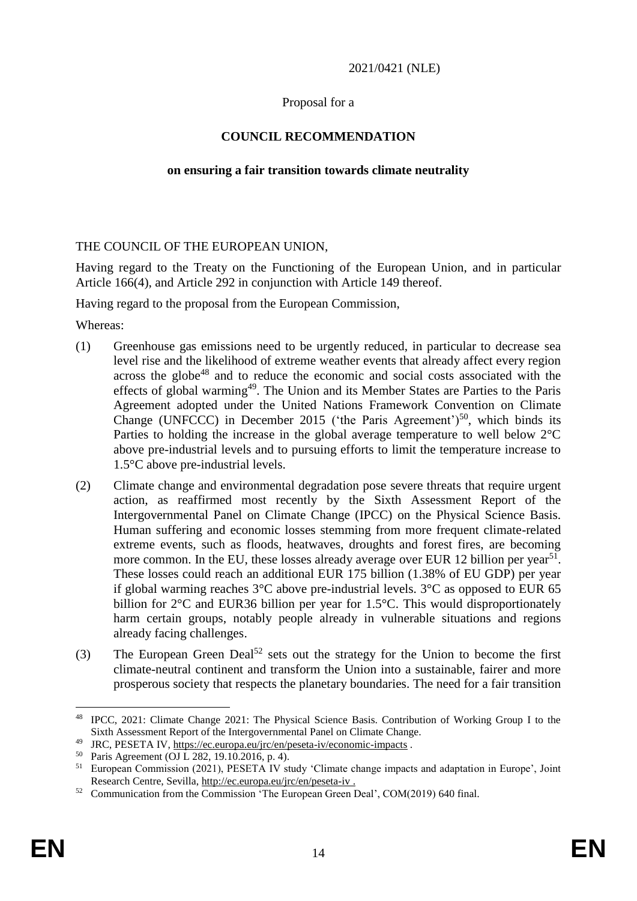2021/0421 (NLE)

Proposal for a

**COUNCIL RECOMMENDATION**

**on ensuring a fair transition towards climate neutrality**

THE COUNCIL OF THE EUROPEAN UNION,

Having regard to the Treaty on the Functioning of the European Union, and in particular Article 166(4), and Article 292 in conjunction with Article 149 thereof.

Having regard to the proposal from the European Commission,

Whereas:

(1) Greenhouse gas emissions need to be urgently reduced, in particular to decrease sea level rise and the likelihood of extreme weather events that already affect every region across the globe[48] and to reduce the economic and social costs associated with the effects of global warming[49]. The Union and its Member States are Parties to the Paris Agreement adopted under the United Nations Framework Convention on Climate Change (UNFCCC) in December 2015 ('the Paris Agreement')[50], which binds its Parties to holding the increase in the global average temperature to well below 2°C above pre-industrial levels and to pursuing efforts to limit the temperature increase to 1.5°C above pre-industrial levels.

(2) Climate change and environmental degradation pose severe threats that require urgent action, as reaffirmed most recently by the Sixth Assessment Report of the Intergovernmental Panel on Climate Change (IPCC) on the Physical Science Basis. Human suffering and economic losses stemming from more frequent climate-related extreme events, such as floods, heatwaves, droughts and forest fires, are becoming more common. In the EU, these losses already average over EUR 12 billion per year[51]. These losses could reach an additional EUR 175 billion (1.38% of EU GDP) per year if global warming reaches 3°C above pre-industrial levels. 3°C as opposed to EUR 65 billion for 2°C and EUR36 billion per year for 1.5°C. This would disproportionately harm certain groups, notably people already in vulnerable situations and regions already facing challenges.

(3) The European Green Deal[52] sets out the strategy for the Union to become the first climate-neutral continent and transform the Union into a sustainable, fairer and more prosperous society that respects the planetary boundaries. The need for a fair transition

---

[48] IPCC, 2021: Climate Change 2021: The Physical Science Basis. Contribution of Working Group I to the Sixth Assessment Report of the Intergovernmental Panel on Climate Change.

[49] JRC, PESETA IV, https://ec.europa.eu/jrc/en/peseta-iv/economic-impacts .

[50] Paris Agreement (OJ L 282, 19.10.2016, p. 4).

[51] European Commission (2021), PESETA IV study 'Climate change impacts and adaptation in Europe', Joint Research Centre, Sevilla, http://ec.europa.eu/jrc/en/peseta-iv .

[52] Communication from the Commission 'The European Green Deal', COM(2019) 640 final.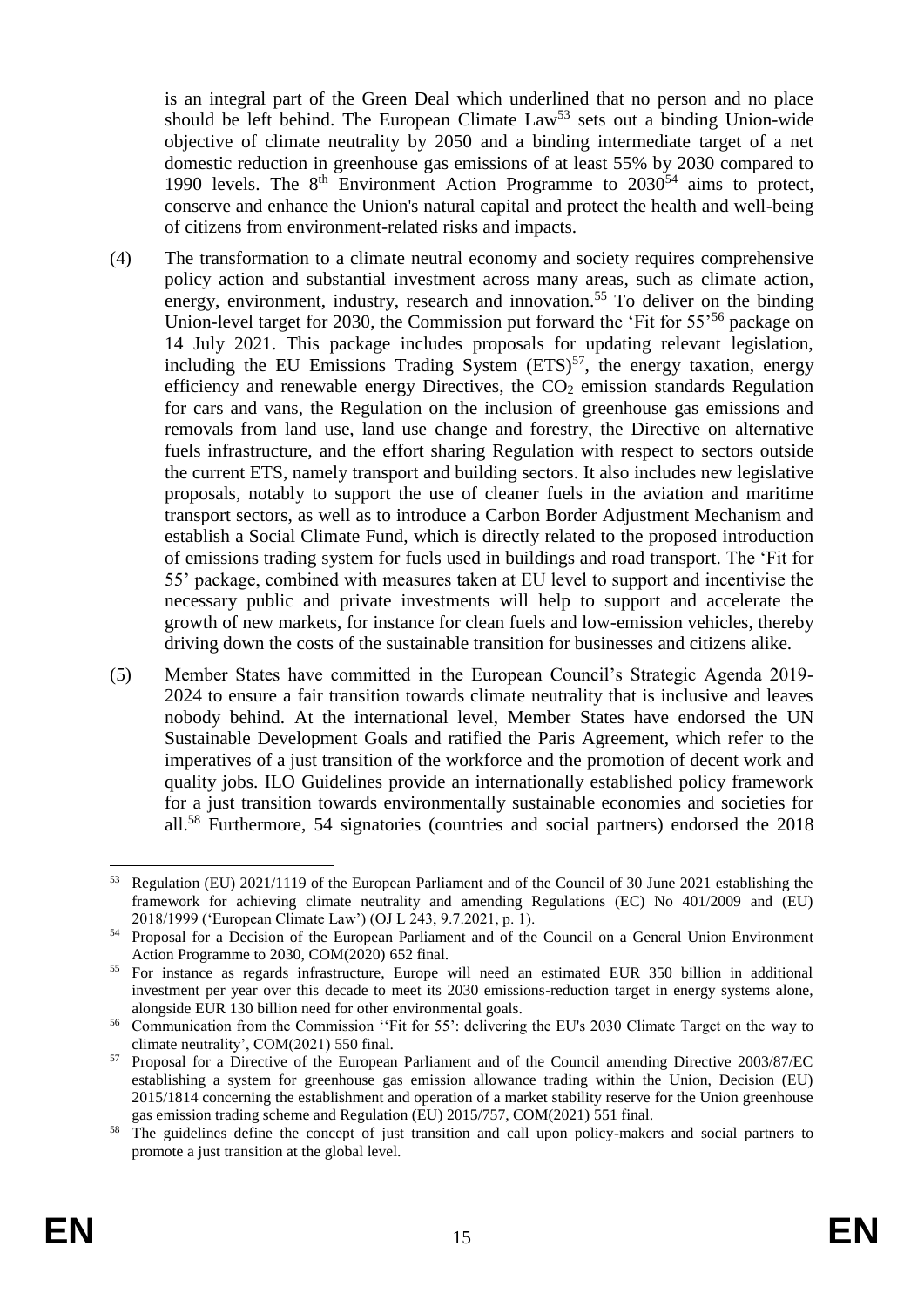is an integral part of the Green Deal which underlined that no person and no place should be left behind. The European Climate Law[53] sets out a binding Union-wide objective of climate neutrality by 2050 and a binding intermediate target of a net domestic reduction in greenhouse gas emissions of at least 55% by 2030 compared to 1990 levels. The 8th Environment Action Programme to 2030[54] aims to protect, conserve and enhance the Union's natural capital and protect the health and well-being of citizens from environment-related risks and impacts.

(4) The transformation to a climate neutral economy and society requires comprehensive policy action and substantial investment across many areas, such as climate action, energy, environment, industry, research and innovation.[55] To deliver on the binding Union-level target for 2030, the Commission put forward the 'Fit for 55'[56] package on 14 July 2021. This package includes proposals for updating relevant legislation, including the EU Emissions Trading System (ETS)[57], the energy taxation, energy efficiency and renewable energy Directives, the $CO_2$ emission standards Regulation for cars and vans, the Regulation on the inclusion of greenhouse gas emissions and removals from land use, land use change and forestry, the Directive on alternative fuels infrastructure, and the effort sharing Regulation with respect to sectors outside the current ETS, namely transport and building sectors. It also includes new legislative proposals, notably to support the use of cleaner fuels in the aviation and maritime transport sectors, as well as to introduce a Carbon Border Adjustment Mechanism and establish a Social Climate Fund, which is directly related to the proposed introduction of emissions trading system for fuels used in buildings and road transport. The 'Fit for 55' package, combined with measures taken at EU level to support and incentivise the necessary public and private investments will help to support and accelerate the growth of new markets, for instance for clean fuels and low-emission vehicles, thereby driving down the costs of the sustainable transition for businesses and citizens alike.

(5) Member States have committed in the European Council's Strategic Agenda 2019-2024 to ensure a fair transition towards climate neutrality that is inclusive and leaves nobody behind. At the international level, Member States have endorsed the UN Sustainable Development Goals and ratified the Paris Agreement, which refer to the imperatives of a just transition of the workforce and the promotion of decent work and quality jobs. ILO Guidelines provide an internationally established policy framework for a just transition towards environmentally sustainable economies and societies for all.[58] Furthermore, 54 signatories (countries and social partners) endorsed the 2018

---

[53] Regulation (EU) 2021/1119 of the European Parliament and of the Council of 30 June 2021 establishing the framework for achieving climate neutrality and amending Regulations (EC) No 401/2009 and (EU) 2018/1999 ('European Climate Law') (OJ L 243, 9.7.2021, p. 1).

[54] Proposal for a Decision of the European Parliament and of the Council on a General Union Environment Action Programme to 2030, COM(2020) 652 final.

[55] For instance as regards infrastructure, Europe will need an estimated EUR 350 billion in additional investment per year over this decade to meet its 2030 emissions-reduction target in energy systems alone, alongside EUR 130 billion need for other environmental goals.

[56] Communication from the Commission ''Fit for 55': delivering the EU's 2030 Climate Target on the way to climate neutrality', COM(2021) 550 final.

[57] Proposal for a Directive of the European Parliament and of the Council amending Directive 2003/87/EC establishing a system for greenhouse gas emission allowance trading within the Union, Decision (EU) 2015/1814 concerning the establishment and operation of a market stability reserve for the Union greenhouse gas emission trading scheme and Regulation (EU) 2015/757, COM(2021) 551 final.

[58] The guidelines define the concept of just transition and call upon policy-makers and social partners to promote a just transition at the global level.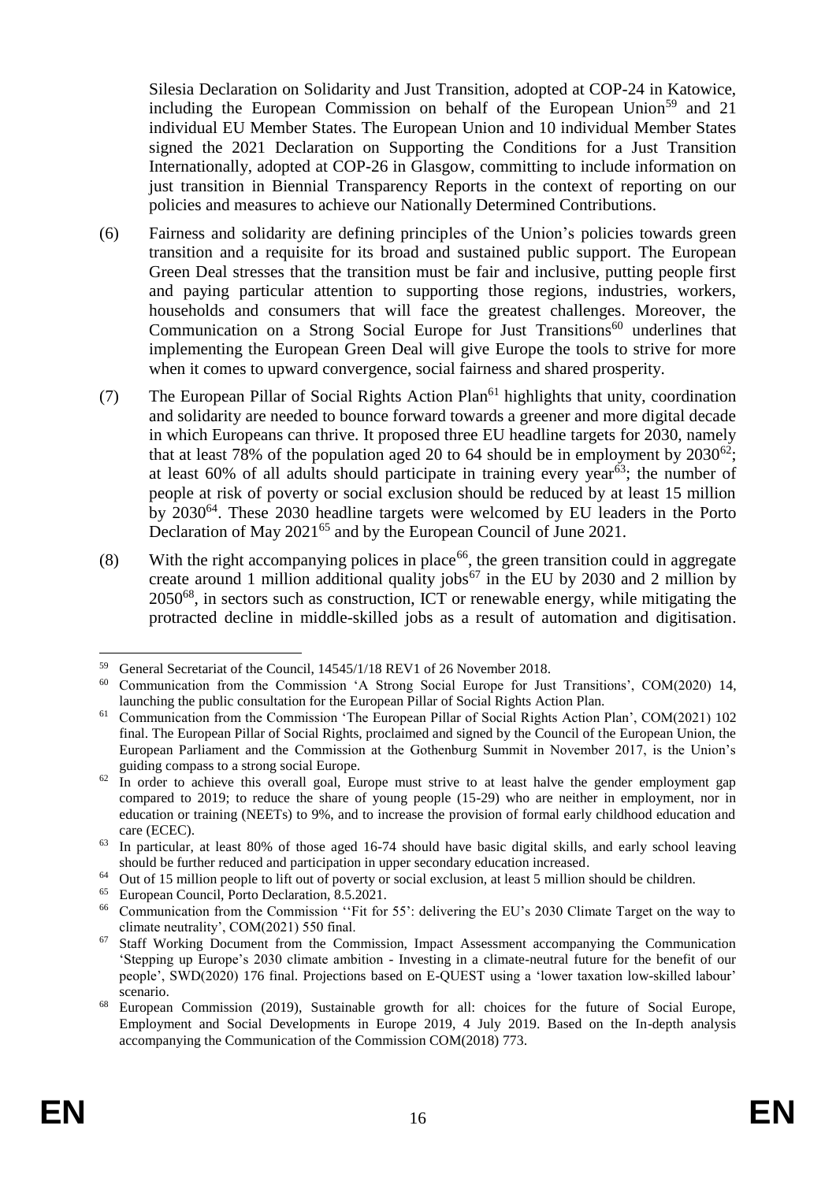Silesia Declaration on Solidarity and Just Transition, adopted at COP-24 in Katowice, including the European Commission on behalf of the European Union[59] and 21 individual EU Member States. The European Union and 10 individual Member States signed the 2021 Declaration on Supporting the Conditions for a Just Transition Internationally, adopted at COP-26 in Glasgow, committing to include information on just transition in Biennial Transparency Reports in the context of reporting on our policies and measures to achieve our Nationally Determined Contributions.

(6) Fairness and solidarity are defining principles of the Union's policies towards green transition and a requisite for its broad and sustained public support. The European Green Deal stresses that the transition must be fair and inclusive, putting people first and paying particular attention to supporting those regions, industries, workers, households and consumers that will face the greatest challenges. Moreover, the Communication on a Strong Social Europe for Just Transitions[60] underlines that implementing the European Green Deal will give Europe the tools to strive for more when it comes to upward convergence, social fairness and shared prosperity.

(7) The European Pillar of Social Rights Action Plan[61] highlights that unity, coordination and solidarity are needed to bounce forward towards a greener and more digital decade in which Europeans can thrive. It proposed three EU headline targets for 2030, namely that at least 78% of the population aged 20 to 64 should be in employment by 2030[62]; at least 60% of all adults should participate in training every year[63]; the number of people at risk of poverty or social exclusion should be reduced by at least 15 million by 2030[64]. These 2030 headline targets were welcomed by EU leaders in the Porto Declaration of May 2021[65] and by the European Council of June 2021.

(8) With the right accompanying polices in place[66], the green transition could in aggregate create around 1 million additional quality jobs[67] in the EU by 2030 and 2 million by 2050[68], in sectors such as construction, ICT or renewable energy, while mitigating the protracted decline in middle-skilled jobs as a result of automation and digitisation.

---

[59] General Secretariat of the Council, 14545/1/18 REV1 of 26 November 2018.

[60] Communication from the Commission 'A Strong Social Europe for Just Transitions', COM(2020) 14, launching the public consultation for the European Pillar of Social Rights Action Plan.

[61] Communication from the Commission 'The European Pillar of Social Rights Action Plan', COM(2021) 102 final. The European Pillar of Social Rights, proclaimed and signed by the Council of the European Union, the European Parliament and the Commission at the Gothenburg Summit in November 2017, is the Union's guiding compass to a strong social Europe.

[62] In order to achieve this overall goal, Europe must strive to at least halve the gender employment gap compared to 2019; to reduce the share of young people (15-29) who are neither in employment, nor in education or training (NEETs) to 9%, and to increase the provision of formal early childhood education and care (ECEC).

[63] In particular, at least 80% of those aged 16-74 should have basic digital skills, and early school leaving should be further reduced and participation in upper secondary education increased.

[64] Out of 15 million people to lift out of poverty or social exclusion, at least 5 million should be children.

[65] European Council, Porto Declaration, 8.5.2021.

[66] Communication from the Commission ''Fit for 55': delivering the EU's 2030 Climate Target on the way to climate neutrality', COM(2021) 550 final.

[67] Staff Working Document from the Commission, Impact Assessment accompanying the Communication 'Stepping up Europe's 2030 climate ambition - Investing in a climate-neutral future for the benefit of our people', SWD(2020) 176 final. Projections based on E-QUEST using a 'lower taxation low-skilled labour' scenario.

[68] European Commission (2019), Sustainable growth for all: choices for the future of Social Europe, Employment and Social Developments in Europe 2019, 4 July 2019. Based on the In-depth analysis accompanying the Communication of the Commission COM(2018) 773.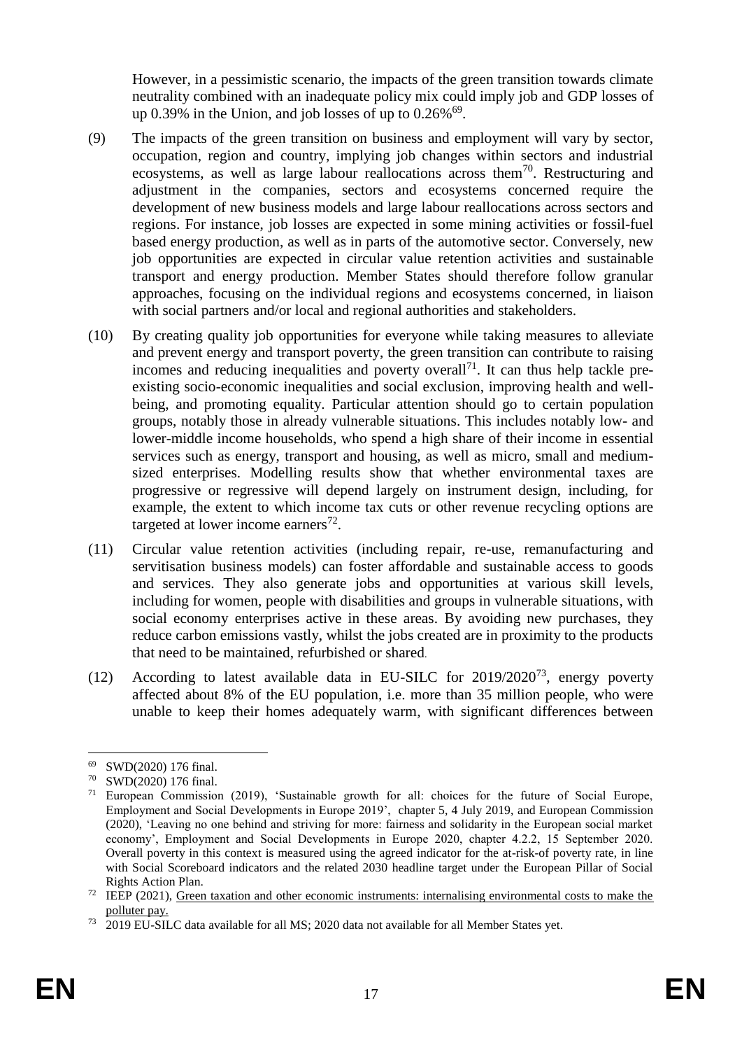However, in a pessimistic scenario, the impacts of the green transition towards climate neutrality combined with an inadequate policy mix could imply job and GDP losses of up 0.39% in the Union, and job losses of up to 0.26%[69].

(9) The impacts of the green transition on business and employment will vary by sector, occupation, region and country, implying job changes within sectors and industrial ecosystems, as well as large labour reallocations across them[70]. Restructuring and adjustment in the companies, sectors and ecosystems concerned require the development of new business models and large labour reallocations across sectors and regions. For instance, job losses are expected in some mining activities or fossil-fuel based energy production, as well as in parts of the automotive sector. Conversely, new job opportunities are expected in circular value retention activities and sustainable transport and energy production. Member States should therefore follow granular approaches, focusing on the individual regions and ecosystems concerned, in liaison with social partners and/or local and regional authorities and stakeholders.

(10) By creating quality job opportunities for everyone while taking measures to alleviate and prevent energy and transport poverty, the green transition can contribute to raising incomes and reducing inequalities and poverty overall[71]. It can thus help tackle pre-existing socio-economic inequalities and social exclusion, improving health and well-being, and promoting equality. Particular attention should go to certain population groups, notably those in already vulnerable situations. This includes notably low- and lower-middle income households, who spend a high share of their income in essential services such as energy, transport and housing, as well as micro, small and medium-sized enterprises. Modelling results show that whether environmental taxes are progressive or regressive will depend largely on instrument design, including, for example, the extent to which income tax cuts or other revenue recycling options are targeted at lower income earners[72].

(11) Circular value retention activities (including repair, re-use, remanufacturing and servitisation business models) can foster affordable and sustainable access to goods and services. They also generate jobs and opportunities at various skill levels, including for women, people with disabilities and groups in vulnerable situations, with social economy enterprises active in these areas. By avoiding new purchases, they reduce carbon emissions vastly, whilst the jobs created are in proximity to the products that need to be maintained, refurbished or shared.

(12) According to latest available data in EU-SILC for 2019/2020[73], energy poverty affected about 8% of the EU population, i.e. more than 35 million people, who were unable to keep their homes adequately warm, with significant differences between

---

[69] SWD(2020) 176 final.

[70] SWD(2020) 176 final.

[71] European Commission (2019), 'Sustainable growth for all: choices for the future of Social Europe, Employment and Social Developments in Europe 2019', chapter 5, 4 July 2019, and European Commission (2020), 'Leaving no one behind and striving for more: fairness and solidarity in the European social market economy', Employment and Social Developments in Europe 2020, chapter 4.2.2, 15 September 2020. Overall poverty in this context is measured using the agreed indicator for the at-risk-of poverty rate, in line with Social Scoreboard indicators and the related 2030 headline target under the European Pillar of Social Rights Action Plan.

[72] IEEP (2021), Green taxation and other economic instruments: internalising environmental costs to make the polluter pay.

[73] 2019 EU-SILC data available for all MS; 2020 data not available for all Member States yet.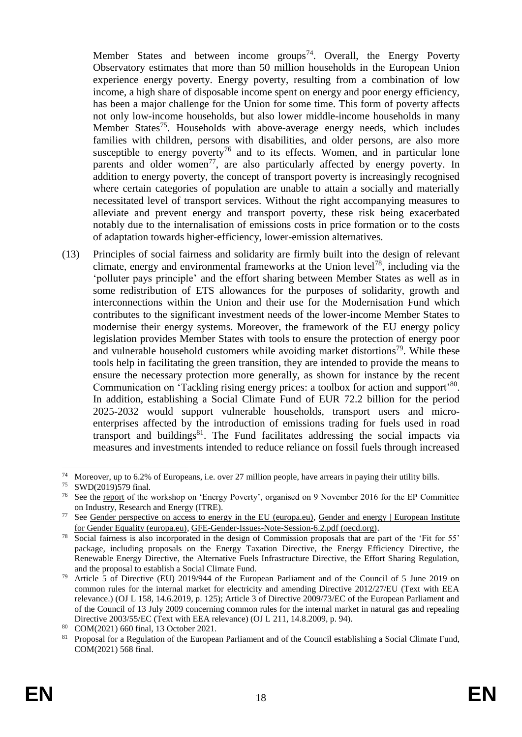Member States and between income groups[74]. Overall, the Energy Poverty Observatory estimates that more than 50 million households in the European Union experience energy poverty. Energy poverty, resulting from a combination of low income, a high share of disposable income spent on energy and poor energy efficiency, has been a major challenge for the Union for some time. This form of poverty affects not only low-income households, but also lower middle-income households in many Member States[75]. Households with above-average energy needs, which includes families with children, persons with disabilities, and older persons, are also more susceptible to energy poverty[76] and to its effects. Women, and in particular lone parents and older women[77], are also particularly affected by energy poverty. In addition to energy poverty, the concept of transport poverty is increasingly recognised where certain categories of population are unable to attain a socially and materially necessitated level of transport services. Without the right accompanying measures to alleviate and prevent energy and transport poverty, these risk being exacerbated notably due to the internalisation of emissions costs in price formation or to the costs of adaptation towards higher-efficiency, lower-emission alternatives.

(13) Principles of social fairness and solidarity are firmly built into the design of relevant climate, energy and environmental frameworks at the Union level[78], including via the 'polluter pays principle' and the effort sharing between Member States as well as in some redistribution of ETS allowances for the purposes of solidarity, growth and interconnections within the Union and their use for the Modernisation Fund which contributes to the significant investment needs of the lower-income Member States to modernise their energy systems. Moreover, the framework of the EU energy policy legislation provides Member States with tools to ensure the protection of energy poor and vulnerable household customers while avoiding market distortions[79]. While these tools help in facilitating the green transition, they are intended to provide the means to ensure the necessary protection more generally, as shown for instance by the recent Communication on 'Tackling rising energy prices: a toolbox for action and support'[80]. In addition, establishing a Social Climate Fund of EUR 72.2 billion for the period 2025-2032 would support vulnerable households, transport users and micro-enterprises affected by the introduction of emissions trading for fuels used in road transport and buildings[81]. The Fund facilitates addressing the social impacts via measures and investments intended to reduce reliance on fossil fuels through increased

---

[74] Moreover, up to 6.2% of Europeans, i.e. over 27 million people, have arrears in paying their utility bills.

[75] SWD(2019)579 final.

[76] See the report of the workshop on 'Energy Poverty', organised on 9 November 2016 for the EP Committee on Industry, Research and Energy (ITRE).

[77] See Gender perspective on access to energy in the EU (europa.eu), Gender and energy | European Institute for Gender Equality (europa.eu), GFE-Gender-Issues-Note-Session-6.2.pdf (oecd.org).

[78] Social fairness is also incorporated in the design of Commission proposals that are part of the 'Fit for 55' package, including proposals on the Energy Taxation Directive, the Energy Efficiency Directive, the Renewable Energy Directive, the Alternative Fuels Infrastructure Directive, the Effort Sharing Regulation, and the proposal to establish a Social Climate Fund.

[79] Article 5 of Directive (EU) 2019/944 of the European Parliament and of the Council of 5 June 2019 on common rules for the internal market for electricity and amending Directive 2012/27/EU (Text with EEA relevance.) (OJ L 158, 14.6.2019, p. 125); Article 3 of Directive 2009/73/EC of the European Parliament and of the Council of 13 July 2009 concerning common rules for the internal market in natural gas and repealing Directive 2003/55/EC (Text with EEA relevance) (OJ L 211, 14.8.2009, p. 94).

[80] COM(2021) 660 final, 13 October 2021.

[81] Proposal for a Regulation of the European Parliament and of the Council establishing a Social Climate Fund, COM(2021) 568 final.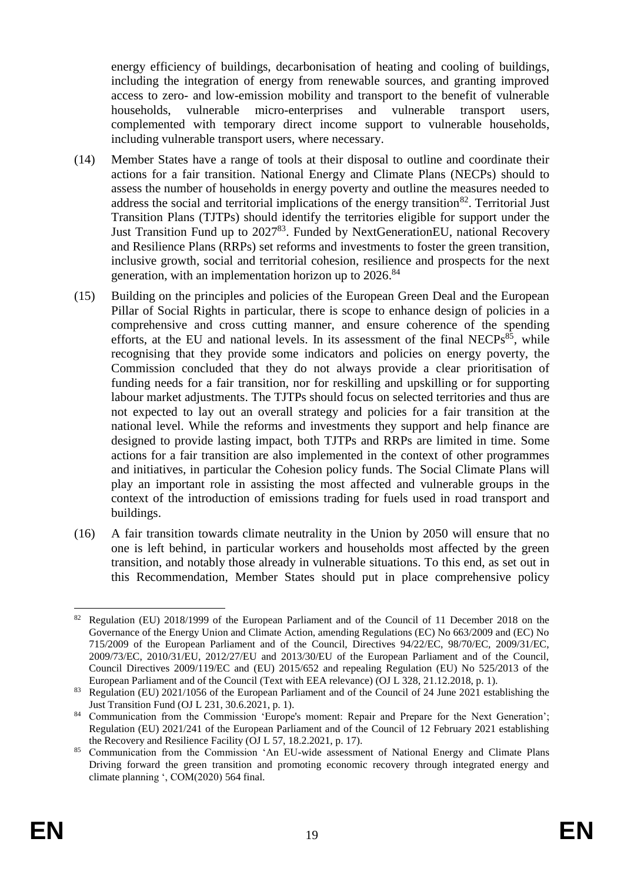energy efficiency of buildings, decarbonisation of heating and cooling of buildings, including the integration of energy from renewable sources, and granting improved access to zero- and low-emission mobility and transport to the benefit of vulnerable households, vulnerable micro-enterprises and vulnerable transport users, complemented with temporary direct income support to vulnerable households, including vulnerable transport users, where necessary.

(14) Member States have a range of tools at their disposal to outline and coordinate their actions for a fair transition. National Energy and Climate Plans (NECPs) should to assess the number of households in energy poverty and outline the measures needed to address the social and territorial implications of the energy transition[82]. Territorial Just Transition Plans (TJTPs) should identify the territories eligible for support under the Just Transition Fund up to 2027[83]. Funded by NextGenerationEU, national Recovery and Resilience Plans (RRPs) set reforms and investments to foster the green transition, inclusive growth, social and territorial cohesion, resilience and prospects for the next generation, with an implementation horizon up to 2026.[84]

(15) Building on the principles and policies of the European Green Deal and the European Pillar of Social Rights in particular, there is scope to enhance design of policies in a comprehensive and cross cutting manner, and ensure coherence of the spending efforts, at the EU and national levels. In its assessment of the final NECPs[85], while recognising that they provide some indicators and policies on energy poverty, the Commission concluded that they do not always provide a clear prioritisation of funding needs for a fair transition, nor for reskilling and upskilling or for supporting labour market adjustments. The TJTPs should focus on selected territories and thus are not expected to lay out an overall strategy and policies for a fair transition at the national level. While the reforms and investments they support and help finance are designed to provide lasting impact, both TJTPs and RRPs are limited in time. Some actions for a fair transition are also implemented in the context of other programmes and initiatives, in particular the Cohesion policy funds. The Social Climate Plans will play an important role in assisting the most affected and vulnerable groups in the context of the introduction of emissions trading for fuels used in road transport and buildings.

(16) A fair transition towards climate neutrality in the Union by 2050 will ensure that no one is left behind, in particular workers and households most affected by the green transition, and notably those already in vulnerable situations. To this end, as set out in this Recommendation, Member States should put in place comprehensive policy

---

[82] Regulation (EU) 2018/1999 of the European Parliament and of the Council of 11 December 2018 on the Governance of the Energy Union and Climate Action, amending Regulations (EC) No 663/2009 and (EC) No 715/2009 of the European Parliament and of the Council, Directives 94/22/EC, 98/70/EC, 2009/31/EC, 2009/73/EC, 2010/31/EU, 2012/27/EU and 2013/30/EU of the European Parliament and of the Council, Council Directives 2009/119/EC and (EU) 2015/652 and repealing Regulation (EU) No 525/2013 of the European Parliament and of the Council (Text with EEA relevance) (OJ L 328, 21.12.2018, p. 1).

[83] Regulation (EU) 2021/1056 of the European Parliament and of the Council of 24 June 2021 establishing the Just Transition Fund (OJ L 231, 30.6.2021, p. 1).

[84] Communication from the Commission 'Europe's moment: Repair and Prepare for the Next Generation'; Regulation (EU) 2021/241 of the European Parliament and of the Council of 12 February 2021 establishing the Recovery and Resilience Facility (OJ L 57, 18.2.2021, p. 17).

[85] Communication from the Commission 'An EU-wide assessment of National Energy and Climate Plans Driving forward the green transition and promoting economic recovery through integrated energy and climate planning ', COM(2020) 564 final.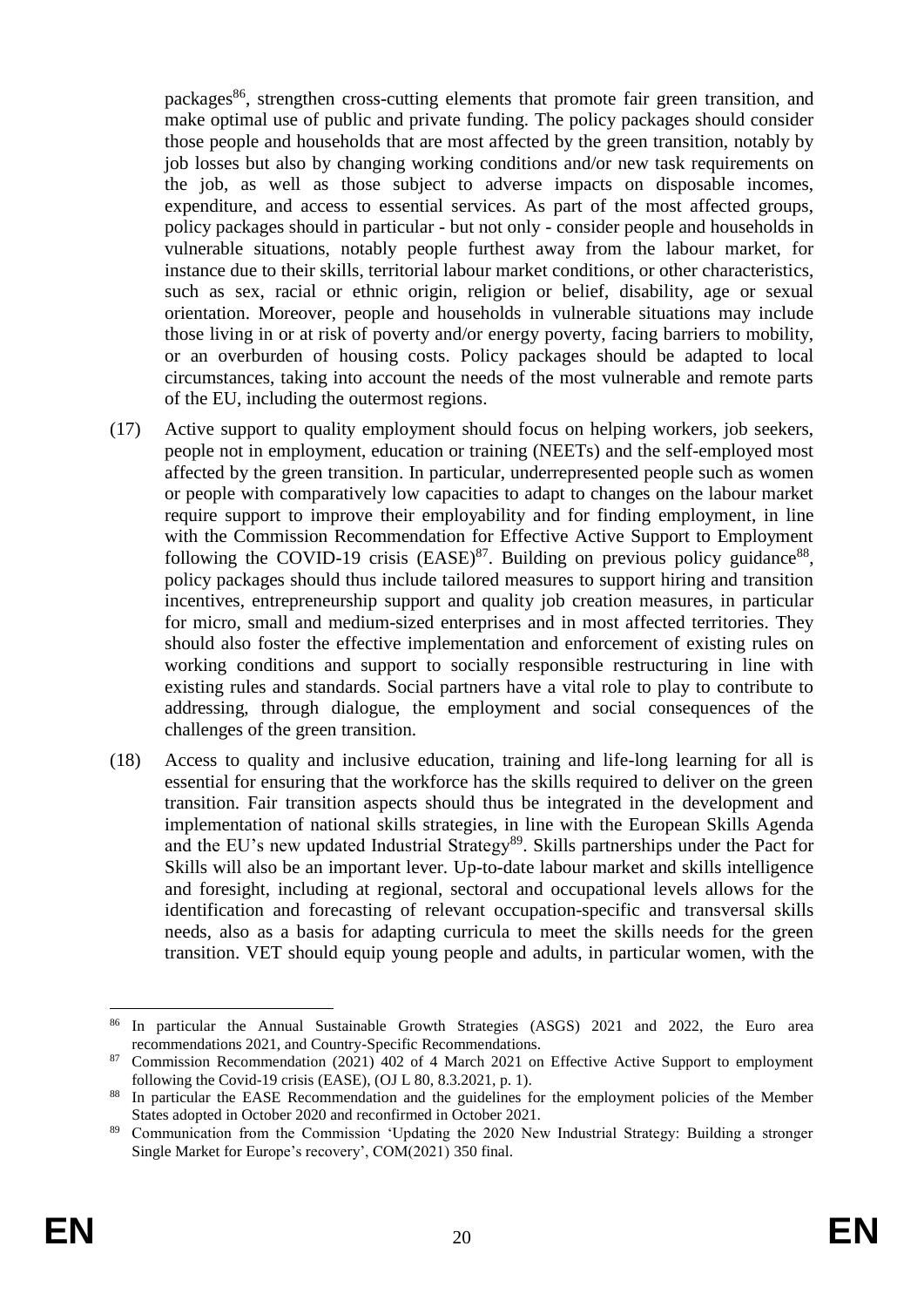packages[86], strengthen cross-cutting elements that promote fair green transition, and make optimal use of public and private funding. The policy packages should consider those people and households that are most affected by the green transition, notably by job losses but also by changing working conditions and/or new task requirements on the job, as well as those subject to adverse impacts on disposable incomes, expenditure, and access to essential services. As part of the most affected groups, policy packages should in particular - but not only - consider people and households in vulnerable situations, notably people furthest away from the labour market, for instance due to their skills, territorial labour market conditions, or other characteristics, such as sex, racial or ethnic origin, religion or belief, disability, age or sexual orientation. Moreover, people and households in vulnerable situations may include those living in or at risk of poverty and/or energy poverty, facing barriers to mobility, or an overburden of housing costs. Policy packages should be adapted to local circumstances, taking into account the needs of the most vulnerable and remote parts of the EU, including the outermost regions.

(17) Active support to quality employment should focus on helping workers, job seekers, people not in employment, education or training (NEETs) and the self-employed most affected by the green transition. In particular, underrepresented people such as women or people with comparatively low capacities to adapt to changes on the labour market require support to improve their employability and for finding employment, in line with the Commission Recommendation for Effective Active Support to Employment following the COVID-19 crisis (EASE)[87]. Building on previous policy guidance[88], policy packages should thus include tailored measures to support hiring and transition incentives, entrepreneurship support and quality job creation measures, in particular for micro, small and medium-sized enterprises and in most affected territories. They should also foster the effective implementation and enforcement of existing rules on working conditions and support to socially responsible restructuring in line with existing rules and standards. Social partners have a vital role to play to contribute to addressing, through dialogue, the employment and social consequences of the challenges of the green transition.

(18) Access to quality and inclusive education, training and life-long learning for all is essential for ensuring that the workforce has the skills required to deliver on the green transition. Fair transition aspects should thus be integrated in the development and implementation of national skills strategies, in line with the European Skills Agenda and the EU's new updated Industrial Strategy[89]. Skills partnerships under the Pact for Skills will also be an important lever. Up-to-date labour market and skills intelligence and foresight, including at regional, sectoral and occupational levels allows for the identification and forecasting of relevant occupation-specific and transversal skills needs, also as a basis for adapting curricula to meet the skills needs for the green transition. VET should equip young people and adults, in particular women, with the

---

[86] In particular the Annual Sustainable Growth Strategies (ASGS) 2021 and 2022, the Euro area recommendations 2021, and Country-Specific Recommendations.

[87] Commission Recommendation (2021) 402 of 4 March 2021 on Effective Active Support to employment following the Covid-19 crisis (EASE), (OJ L 80, 8.3.2021, p. 1).

[88] In particular the EASE Recommendation and the guidelines for the employment policies of the Member States adopted in October 2020 and reconfirmed in October 2021.

[89] Communication from the Commission 'Updating the 2020 New Industrial Strategy: Building a stronger Single Market for Europe's recovery', COM(2021) 350 final.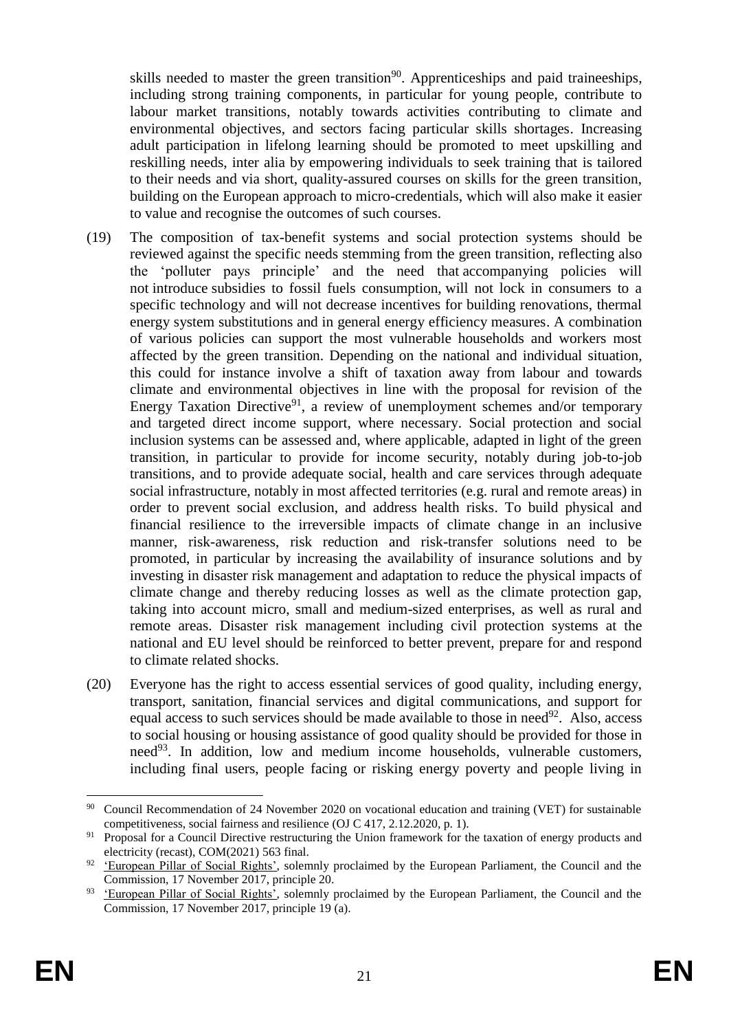skills needed to master the green transition[90]. Apprenticeships and paid traineeships, including strong training components, in particular for young people, contribute to labour market transitions, notably towards activities contributing to climate and environmental objectives, and sectors facing particular skills shortages. Increasing adult participation in lifelong learning should be promoted to meet upskilling and reskilling needs, inter alia by empowering individuals to seek training that is tailored to their needs and via short, quality-assured courses on skills for the green transition, building on the European approach to micro-credentials, which will also make it easier to value and recognise the outcomes of such courses.

(19) The composition of tax-benefit systems and social protection systems should be reviewed against the specific needs stemming from the green transition, reflecting also the 'polluter pays principle' and the need that accompanying policies will not introduce subsidies to fossil fuels consumption, will not lock in consumers to a specific technology and will not decrease incentives for building renovations, thermal energy system substitutions and in general energy efficiency measures. A combination of various policies can support the most vulnerable households and workers most affected by the green transition. Depending on the national and individual situation, this could for instance involve a shift of taxation away from labour and towards climate and environmental objectives in line with the proposal for revision of the Energy Taxation Directive[91], a review of unemployment schemes and/or temporary and targeted direct income support, where necessary. Social protection and social inclusion systems can be assessed and, where applicable, adapted in light of the green transition, in particular to provide for income security, notably during job-to-job transitions, and to provide adequate social, health and care services through adequate social infrastructure, notably in most affected territories (e.g. rural and remote areas) in order to prevent social exclusion, and address health risks. To build physical and financial resilience to the irreversible impacts of climate change in an inclusive manner, risk-awareness, risk reduction and risk-transfer solutions need to be promoted, in particular by increasing the availability of insurance solutions and by investing in disaster risk management and adaptation to reduce the physical impacts of climate change and thereby reducing losses as well as the climate protection gap, taking into account micro, small and medium-sized enterprises, as well as rural and remote areas. Disaster risk management including civil protection systems at the national and EU level should be reinforced to better prevent, prepare for and respond to climate related shocks.

(20) Everyone has the right to access essential services of good quality, including energy, transport, sanitation, financial services and digital communications, and support for equal access to such services should be made available to those in need[92]. Also, access to social housing or housing assistance of good quality should be provided for those in need[93]. In addition, low and medium income households, vulnerable customers, including final users, people facing or risking energy poverty and people living in

---

[90] Council Recommendation of 24 November 2020 on vocational education and training (VET) for sustainable competitiveness, social fairness and resilience (OJ C 417, 2.12.2020, p. 1).

[91] Proposal for a Council Directive restructuring the Union framework for the taxation of energy products and electricity (recast), COM(2021) 563 final.

[92] 'European Pillar of Social Rights', solemnly proclaimed by the European Parliament, the Council and the Commission, 17 November 2017, principle 20.

[93] 'European Pillar of Social Rights', solemnly proclaimed by the European Parliament, the Council and the Commission, 17 November 2017, principle 19 (a).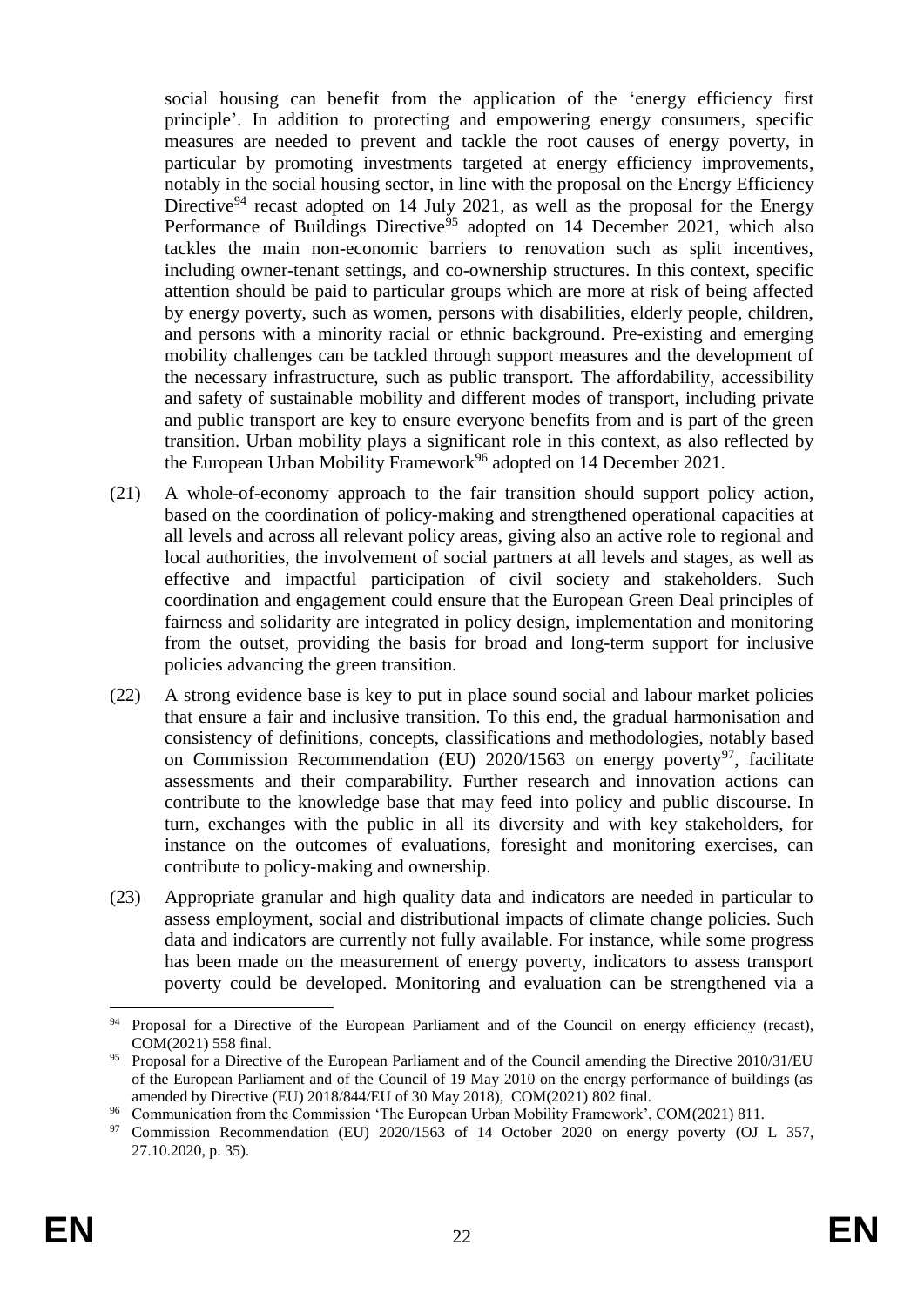social housing can benefit from the application of the 'energy efficiency first principle'. In addition to protecting and empowering energy consumers, specific measures are needed to prevent and tackle the root causes of energy poverty, in particular by promoting investments targeted at energy efficiency improvements, notably in the social housing sector, in line with the proposal on the Energy Efficiency Directive[94] recast adopted on 14 July 2021, as well as the proposal for the Energy Performance of Buildings Directive[95] adopted on 14 December 2021, which also tackles the main non-economic barriers to renovation such as split incentives, including owner-tenant settings, and co-ownership structures. In this context, specific attention should be paid to particular groups which are more at risk of being affected by energy poverty, such as women, persons with disabilities, elderly people, children, and persons with a minority racial or ethnic background. Pre-existing and emerging mobility challenges can be tackled through support measures and the development of the necessary infrastructure, such as public transport. The affordability, accessibility and safety of sustainable mobility and different modes of transport, including private and public transport are key to ensure everyone benefits from and is part of the green transition. Urban mobility plays a significant role in this context, as also reflected by the European Urban Mobility Framework[96] adopted on 14 December 2021.

(21) A whole-of-economy approach to the fair transition should support policy action, based on the coordination of policy-making and strengthened operational capacities at all levels and across all relevant policy areas, giving also an active role to regional and local authorities, the involvement of social partners at all levels and stages, as well as effective and impactful participation of civil society and stakeholders. Such coordination and engagement could ensure that the European Green Deal principles of fairness and solidarity are integrated in policy design, implementation and monitoring from the outset, providing the basis for broad and long-term support for inclusive policies advancing the green transition.

(22) A strong evidence base is key to put in place sound social and labour market policies that ensure a fair and inclusive transition. To this end, the gradual harmonisation and consistency of definitions, concepts, classifications and methodologies, notably based on Commission Recommendation (EU) 2020/1563 on energy poverty[97], facilitate assessments and their comparability. Further research and innovation actions can contribute to the knowledge base that may feed into policy and public discourse. In turn, exchanges with the public in all its diversity and with key stakeholders, for instance on the outcomes of evaluations, foresight and monitoring exercises, can contribute to policy-making and ownership.

(23) Appropriate granular and high quality data and indicators are needed in particular to assess employment, social and distributional impacts of climate change policies. Such data and indicators are currently not fully available. For instance, while some progress has been made on the measurement of energy poverty, indicators to assess transport poverty could be developed. Monitoring and evaluation can be strengthened via a

---

[94] Proposal for a Directive of the European Parliament and of the Council on energy efficiency (recast), COM(2021) 558 final.

[95] Proposal for a Directive of the European Parliament and of the Council amending the Directive 2010/31/EU of the European Parliament and of the Council of 19 May 2010 on the energy performance of buildings (as amended by Directive (EU) 2018/844/EU of 30 May 2018), COM(2021) 802 final.

[96] Communication from the Commission 'The European Urban Mobility Framework', COM(2021) 811.

[97] Commission Recommendation (EU) 2020/1563 of 14 October 2020 on energy poverty (OJ L 357, 27.10.2020, p. 35).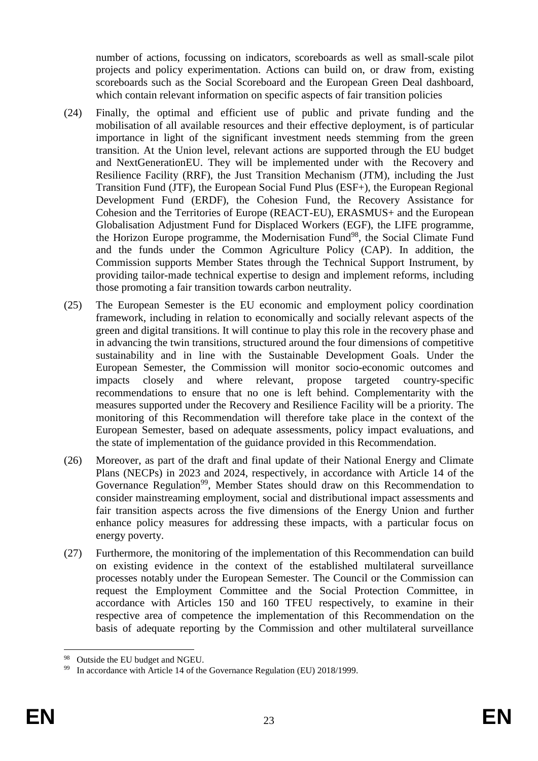number of actions, focussing on indicators, scoreboards as well as small-scale pilot projects and policy experimentation. Actions can build on, or draw from, existing scoreboards such as the Social Scoreboard and the European Green Deal dashboard, which contain relevant information on specific aspects of fair transition policies

(24) Finally, the optimal and efficient use of public and private funding and the mobilisation of all available resources and their effective deployment, is of particular importance in light of the significant investment needs stemming from the green transition. At the Union level, relevant actions are supported through the EU budget and NextGenerationEU. They will be implemented under with the Recovery and Resilience Facility (RRF), the Just Transition Mechanism (JTM), including the Just Transition Fund (JTF), the European Social Fund Plus (ESF+), the European Regional Development Fund (ERDF), the Cohesion Fund, the Recovery Assistance for Cohesion and the Territories of Europe (REACT-EU), ERASMUS+ and the European Globalisation Adjustment Fund for Displaced Workers (EGF), the LIFE programme, the Horizon Europe programme, the Modernisation Fund[98], the Social Climate Fund and the funds under the Common Agriculture Policy (CAP). In addition, the Commission supports Member States through the Technical Support Instrument, by providing tailor-made technical expertise to design and implement reforms, including those promoting a fair transition towards carbon neutrality.

(25) The European Semester is the EU economic and employment policy coordination framework, including in relation to economically and socially relevant aspects of the green and digital transitions. It will continue to play this role in the recovery phase and in advancing the twin transitions, structured around the four dimensions of competitive sustainability and in line with the Sustainable Development Goals. Under the European Semester, the Commission will monitor socio-economic outcomes and impacts closely and where relevant, propose targeted country-specific recommendations to ensure that no one is left behind. Complementarity with the measures supported under the Recovery and Resilience Facility will be a priority. The monitoring of this Recommendation will therefore take place in the context of the European Semester, based on adequate assessments, policy impact evaluations, and the state of implementation of the guidance provided in this Recommendation.

(26) Moreover, as part of the draft and final update of their National Energy and Climate Plans (NECPs) in 2023 and 2024, respectively, in accordance with Article 14 of the Governance Regulation[99], Member States should draw on this Recommendation to consider mainstreaming employment, social and distributional impact assessments and fair transition aspects across the five dimensions of the Energy Union and further enhance policy measures for addressing these impacts, with a particular focus on energy poverty.

(27) Furthermore, the monitoring of the implementation of this Recommendation can build on existing evidence in the context of the established multilateral surveillance processes notably under the European Semester. The Council or the Commission can request the Employment Committee and the Social Protection Committee, in accordance with Articles 150 and 160 TFEU respectively, to examine in their respective area of competence the implementation of this Recommendation on the basis of adequate reporting by the Commission and other multilateral surveillance

---

[98] Outside the EU budget and NGEU.

[99] In accordance with Article 14 of the Governance Regulation (EU) 2018/1999.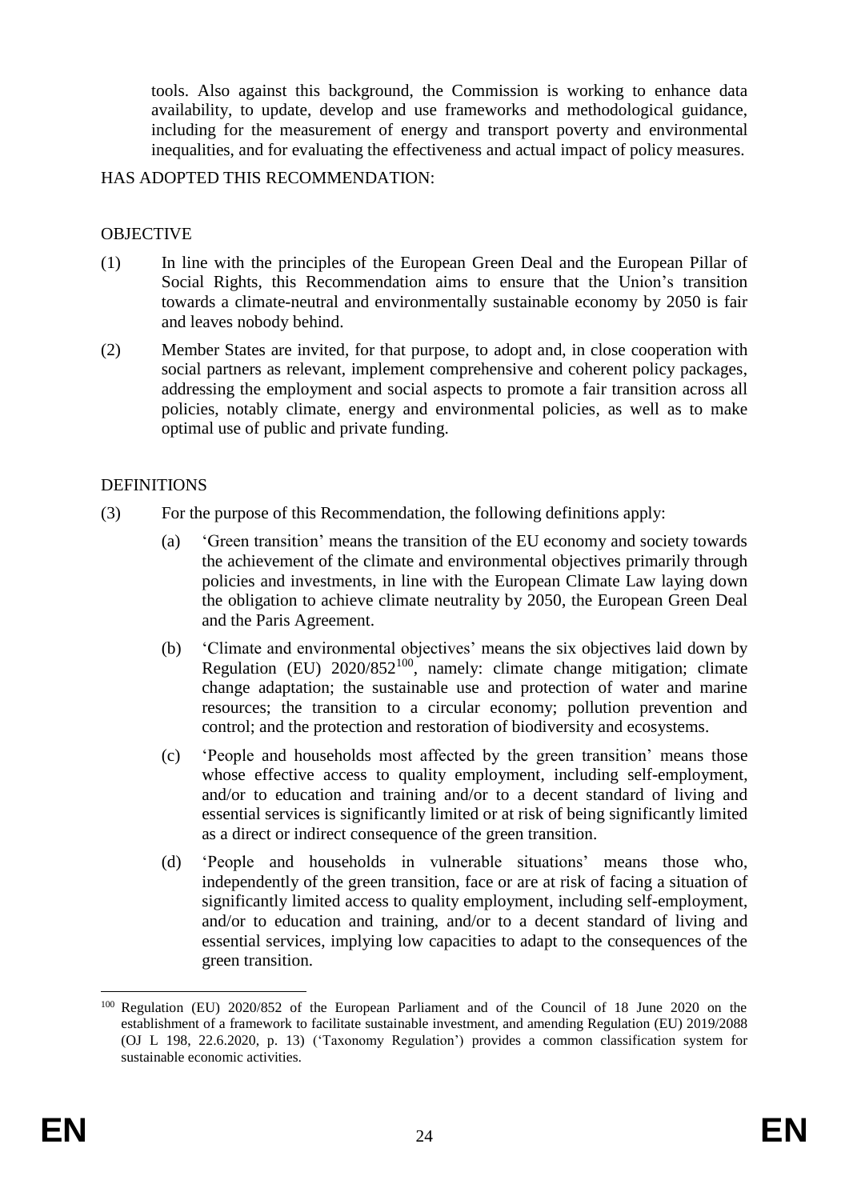tools. Also against this background, the Commission is working to enhance data availability, to update, develop and use frameworks and methodological guidance, including for the measurement of energy and transport poverty and environmental inequalities, and for evaluating the effectiveness and actual impact of policy measures.

HAS ADOPTED THIS RECOMMENDATION:

## OBJECTIVE

(1) In line with the principles of the European Green Deal and the European Pillar of Social Rights, this Recommendation aims to ensure that the Union's transition towards a climate-neutral and environmentally sustainable economy by 2050 is fair and leaves nobody behind.

(2) Member States are invited, for that purpose, to adopt and, in close cooperation with social partners as relevant, implement comprehensive and coherent policy packages, addressing the employment and social aspects to promote a fair transition across all policies, notably climate, energy and environmental policies, as well as to make optimal use of public and private funding.

## DEFINITIONS

(3) For the purpose of this Recommendation, the following definitions apply:

(a) 'Green transition' means the transition of the EU economy and society towards the achievement of the climate and environmental objectives primarily through policies and investments, in line with the European Climate Law laying down the obligation to achieve climate neutrality by 2050, the European Green Deal and the Paris Agreement.

(b) 'Climate and environmental objectives' means the six objectives laid down by Regulation (EU) 2020/852[100], namely: climate change mitigation; climate change adaptation; the sustainable use and protection of water and marine resources; the transition to a circular economy; pollution prevention and control; and the protection and restoration of biodiversity and ecosystems.

(c) 'People and households most affected by the green transition' means those whose effective access to quality employment, including self-employment, and/or to education and training and/or to a decent standard of living and essential services is significantly limited or at risk of being significantly limited as a direct or indirect consequence of the green transition.

(d) 'People and households in vulnerable situations' means those who, independently of the green transition, face or are at risk of facing a situation of significantly limited access to quality employment, including self-employment, and/or to education and training, and/or to a decent standard of living and essential services, implying low capacities to adapt to the consequences of the green transition.

---

[100] Regulation (EU) 2020/852 of the European Parliament and of the Council of 18 June 2020 on the establishment of a framework to facilitate sustainable investment, and amending Regulation (EU) 2019/2088 (OJ L 198, 22.6.2020, p. 13) ('Taxonomy Regulation') provides a common classification system for sustainable economic activities.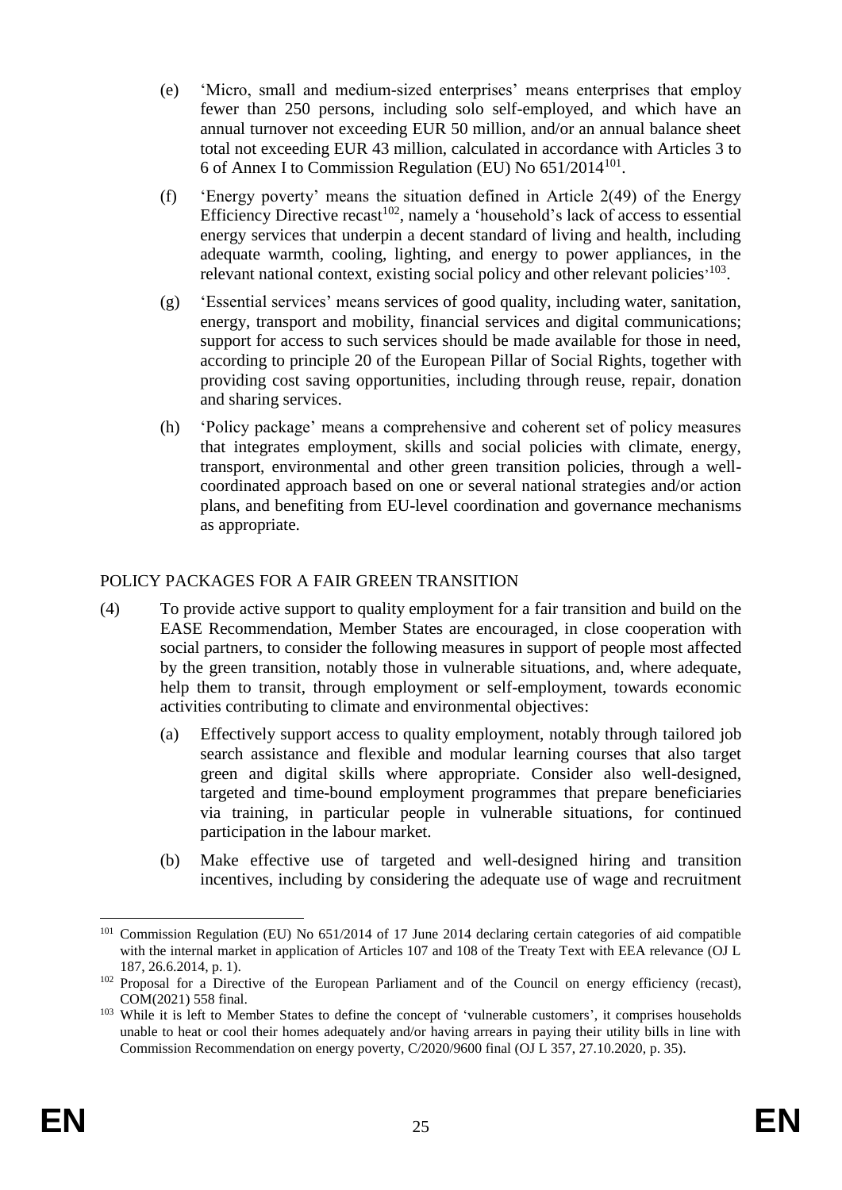(e) 'Micro, small and medium-sized enterprises' means enterprises that employ fewer than 250 persons, including solo self-employed, and which have an annual turnover not exceeding EUR 50 million, and/or an annual balance sheet total not exceeding EUR 43 million, calculated in accordance with Articles 3 to 6 of Annex I to Commission Regulation (EU) No 651/2014[101].

(f) 'Energy poverty' means the situation defined in Article 2(49) of the Energy Efficiency Directive recast[102], namely a 'household's lack of access to essential energy services that underpin a decent standard of living and health, including adequate warmth, cooling, lighting, and energy to power appliances, in the relevant national context, existing social policy and other relevant policies'[103].

(g) 'Essential services' means services of good quality, including water, sanitation, energy, transport and mobility, financial services and digital communications; support for access to such services should be made available for those in need, according to principle 20 of the European Pillar of Social Rights, together with providing cost saving opportunities, including through reuse, repair, donation and sharing services.

(h) 'Policy package' means a comprehensive and coherent set of policy measures that integrates employment, skills and social policies with climate, energy, transport, environmental and other green transition policies, through a well-coordinated approach based on one or several national strategies and/or action plans, and benefiting from EU-level coordination and governance mechanisms as appropriate.

POLICY PACKAGES FOR A FAIR GREEN TRANSITION

(4) To provide active support to quality employment for a fair transition and build on the EASE Recommendation, Member States are encouraged, in close cooperation with social partners, to consider the following measures in support of people most affected by the green transition, notably those in vulnerable situations, and, where adequate, help them to transit, through employment or self-employment, towards economic activities contributing to climate and environmental objectives:

(a) Effectively support access to quality employment, notably through tailored job search assistance and flexible and modular learning courses that also target green and digital skills where appropriate. Consider also well-designed, targeted and time-bound employment programmes that prepare beneficiaries via training, in particular people in vulnerable situations, for continued participation in the labour market.

(b) Make effective use of targeted and well-designed hiring and transition incentives, including by considering the adequate use of wage and recruitment

---

[101] Commission Regulation (EU) No 651/2014 of 17 June 2014 declaring certain categories of aid compatible with the internal market in application of Articles 107 and 108 of the Treaty Text with EEA relevance (OJ L 187, 26.6.2014, p. 1).

[102] Proposal for a Directive of the European Parliament and of the Council on energy efficiency (recast), COM(2021) 558 final.

[103] While it is left to Member States to define the concept of 'vulnerable customers', it comprises households unable to heat or cool their homes adequately and/or having arrears in paying their utility bills in line with Commission Recommendation on energy poverty, C/2020/9600 final (OJ L 357, 27.10.2020, p. 35).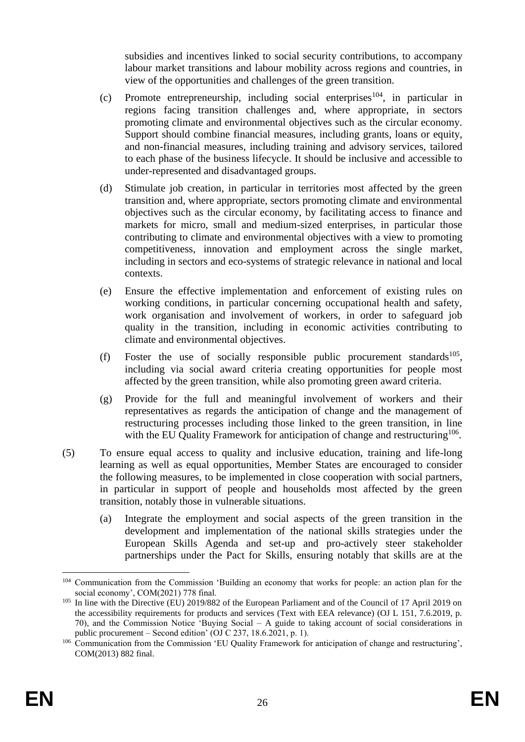subsidies and incentives linked to social security contributions, to accompany labour market transitions and labour mobility across regions and countries, in view of the opportunities and challenges of the green transition.

(c) Promote entrepreneurship, including social enterprises[104], in particular in regions facing transition challenges and, where appropriate, in sectors promoting climate and environmental objectives such as the circular economy. Support should combine financial measures, including grants, loans or equity, and non-financial measures, including training and advisory services, tailored to each phase of the business lifecycle. It should be inclusive and accessible to under-represented and disadvantaged groups.

(d) Stimulate job creation, in particular in territories most affected by the green transition and, where appropriate, sectors promoting climate and environmental objectives such as the circular economy, by facilitating access to finance and markets for micro, small and medium-sized enterprises, in particular those contributing to climate and environmental objectives with a view to promoting competitiveness, innovation and employment across the single market, including in sectors and eco-systems of strategic relevance in national and local contexts.

(e) Ensure the effective implementation and enforcement of existing rules on working conditions, in particular concerning occupational health and safety, work organisation and involvement of workers, in order to safeguard job quality in the transition, including in economic activities contributing to climate and environmental objectives.

(f) Foster the use of socially responsible public procurement standards[105], including via social award criteria creating opportunities for people most affected by the green transition, while also promoting green award criteria.

(g) Provide for the full and meaningful involvement of workers and their representatives as regards the anticipation of change and the management of restructuring processes including those linked to the green transition, in line with the EU Quality Framework for anticipation of change and restructuring[106].

(5) To ensure equal access to quality and inclusive education, training and life-long learning as well as equal opportunities, Member States are encouraged to consider the following measures, to be implemented in close cooperation with social partners, in particular in support of people and households most affected by the green transition, notably those in vulnerable situations.

(a) Integrate the employment and social aspects of the green transition in the development and implementation of the national skills strategies under the European Skills Agenda and set-up and pro-actively steer stakeholder partnerships under the Pact for Skills, ensuring notably that skills are at the

---

[104] Communication from the Commission 'Building an economy that works for people: an action plan for the social economy', COM(2021) 778 final.

[105] In line with the Directive (EU) 2019/882 of the European Parliament and of the Council of 17 April 2019 on the accessibility requirements for products and services (Text with EEA relevance) (OJ L 151, 7.6.2019, p. 70), and the Commission Notice 'Buying Social – A guide to taking account of social considerations in public procurement – Second edition' (OJ C 237, 18.6.2021, p. 1).

[106] Communication from the Commission 'EU Quality Framework for anticipation of change and restructuring', COM(2013) 882 final.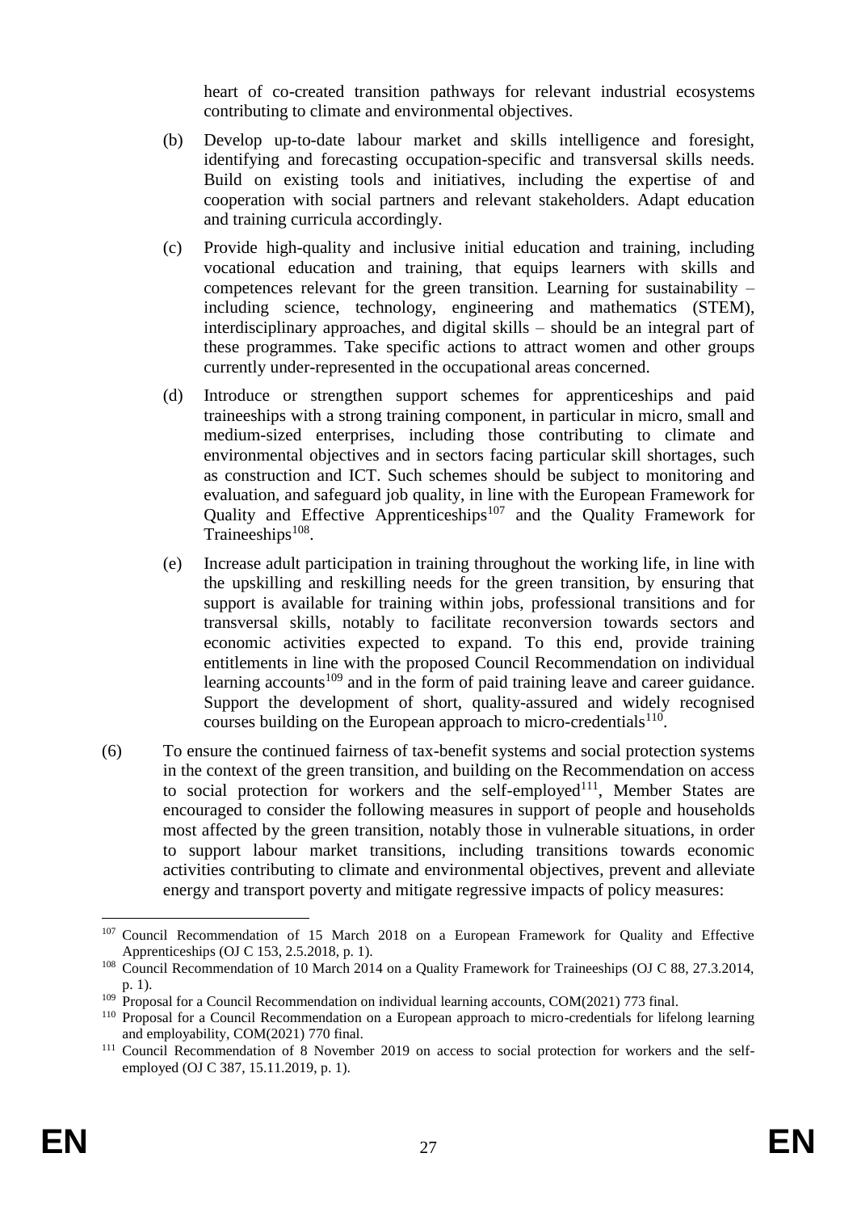heart of co-created transition pathways for relevant industrial ecosystems contributing to climate and environmental objectives.

(b) Develop up-to-date labour market and skills intelligence and foresight, identifying and forecasting occupation-specific and transversal skills needs. Build on existing tools and initiatives, including the expertise of and cooperation with social partners and relevant stakeholders. Adapt education and training curricula accordingly.

(c) Provide high-quality and inclusive initial education and training, including vocational education and training, that equips learners with skills and competences relevant for the green transition. Learning for sustainability – including science, technology, engineering and mathematics (STEM), interdisciplinary approaches, and digital skills – should be an integral part of these programmes. Take specific actions to attract women and other groups currently under-represented in the occupational areas concerned.

(d) Introduce or strengthen support schemes for apprenticeships and paid traineeships with a strong training component, in particular in micro, small and medium-sized enterprises, including those contributing to climate and environmental objectives and in sectors facing particular skill shortages, such as construction and ICT. Such schemes should be subject to monitoring and evaluation, and safeguard job quality, in line with the European Framework for Quality and Effective Apprenticeships[107] and the Quality Framework for Traineeships[108].

(e) Increase adult participation in training throughout the working life, in line with the upskilling and reskilling needs for the green transition, by ensuring that support is available for training within jobs, professional transitions and for transversal skills, notably to facilitate reconversion towards sectors and economic activities expected to expand. To this end, provide training entitlements in line with the proposed Council Recommendation on individual learning accounts[109] and in the form of paid training leave and career guidance. Support the development of short, quality-assured and widely recognised courses building on the European approach to micro-credentials[110].

(6) To ensure the continued fairness of tax-benefit systems and social protection systems in the context of the green transition, and building on the Recommendation on access to social protection for workers and the self-employed[111], Member States are encouraged to consider the following measures in support of people and households most affected by the green transition, notably those in vulnerable situations, in order to support labour market transitions, including transitions towards economic activities contributing to climate and environmental objectives, prevent and alleviate energy and transport poverty and mitigate regressive impacts of policy measures:

---

[107] Council Recommendation of 15 March 2018 on a European Framework for Quality and Effective Apprenticeships (OJ C 153, 2.5.2018, p. 1).

[108] Council Recommendation of 10 March 2014 on a Quality Framework for Traineeships (OJ C 88, 27.3.2014, p. 1).

[109] Proposal for a Council Recommendation on individual learning accounts, COM(2021) 773 final.

[110] Proposal for a Council Recommendation on a European approach to micro-credentials for lifelong learning and employability, COM(2021) 770 final.

[111] Council Recommendation of 8 November 2019 on access to social protection for workers and the self-employed (OJ C 387, 15.11.2019, p. 1).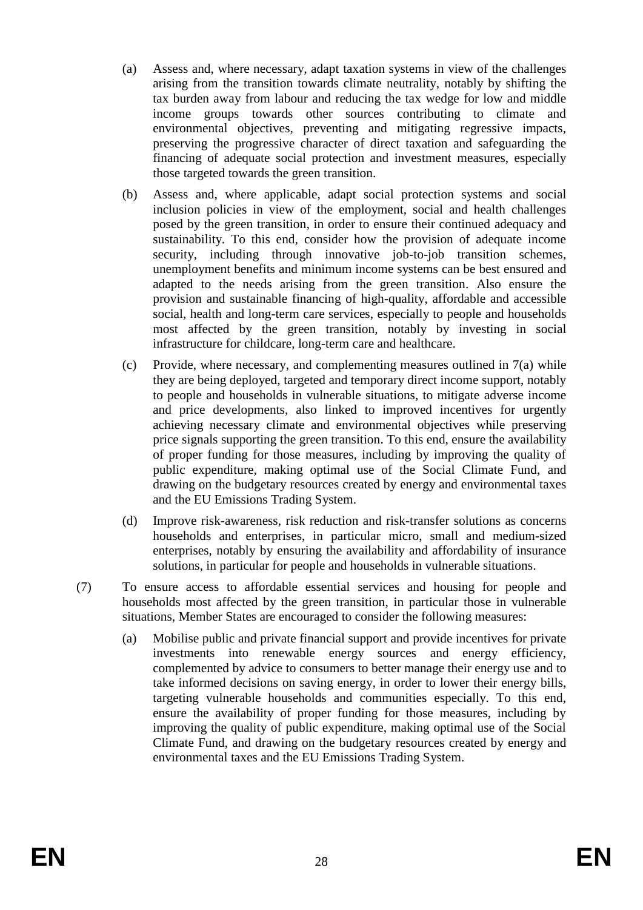(a) Assess and, where necessary, adapt taxation systems in view of the challenges arising from the transition towards climate neutrality, notably by shifting the tax burden away from labour and reducing the tax wedge for low and middle income groups towards other sources contributing to climate and environmental objectives, preventing and mitigating regressive impacts, preserving the progressive character of direct taxation and safeguarding the financing of adequate social protection and investment measures, especially those targeted towards the green transition.

(b) Assess and, where applicable, adapt social protection systems and social inclusion policies in view of the employment, social and health challenges posed by the green transition, in order to ensure their continued adequacy and sustainability. To this end, consider how the provision of adequate income security, including through innovative job-to-job transition schemes, unemployment benefits and minimum income systems can be best ensured and adapted to the needs arising from the green transition. Also ensure the provision and sustainable financing of high-quality, affordable and accessible social, health and long-term care services, especially to people and households most affected by the green transition, notably by investing in social infrastructure for childcare, long-term care and healthcare.

(c) Provide, where necessary, and complementing measures outlined in 7(a) while they are being deployed, targeted and temporary direct income support, notably to people and households in vulnerable situations, to mitigate adverse income and price developments, also linked to improved incentives for urgently achieving necessary climate and environmental objectives while preserving price signals supporting the green transition. To this end, ensure the availability of proper funding for those measures, including by improving the quality of public expenditure, making optimal use of the Social Climate Fund, and drawing on the budgetary resources created by energy and environmental taxes and the EU Emissions Trading System.

(d) Improve risk-awareness, risk reduction and risk-transfer solutions as concerns households and enterprises, in particular micro, small and medium-sized enterprises, notably by ensuring the availability and affordability of insurance solutions, in particular for people and households in vulnerable situations.

(7) To ensure access to affordable essential services and housing for people and households most affected by the green transition, in particular those in vulnerable situations, Member States are encouraged to consider the following measures:

(a) Mobilise public and private financial support and provide incentives for private investments into renewable energy sources and energy efficiency, complemented by advice to consumers to better manage their energy use and to take informed decisions on saving energy, in order to lower their energy bills, targeting vulnerable households and communities especially. To this end, ensure the availability of proper funding for those measures, including by improving the quality of public expenditure, making optimal use of the Social Climate Fund, and drawing on the budgetary resources created by energy and environmental taxes and the EU Emissions Trading System.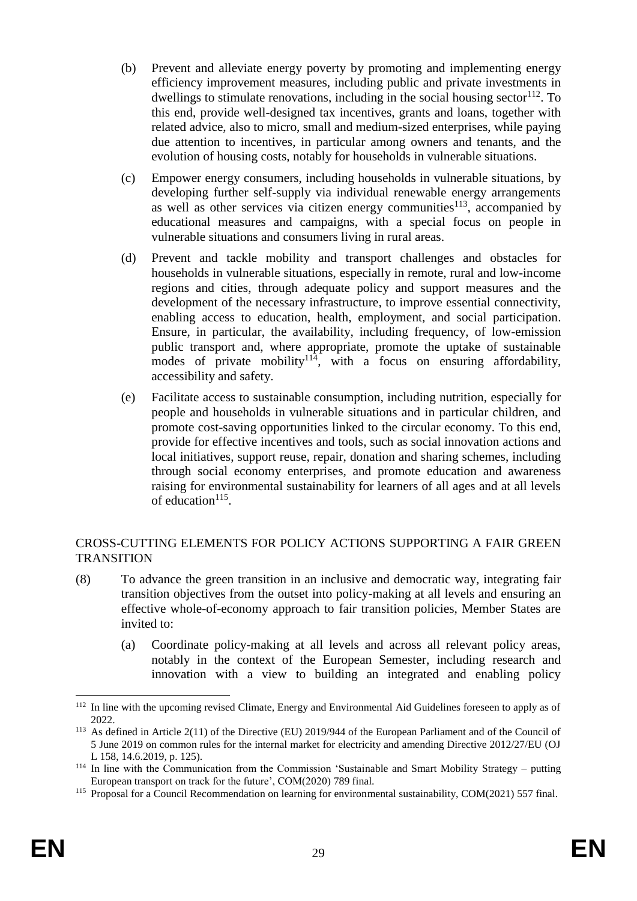(b) Prevent and alleviate energy poverty by promoting and implementing energy efficiency improvement measures, including public and private investments in dwellings to stimulate renovations, including in the social housing sector[112]. To this end, provide well-designed tax incentives, grants and loans, together with related advice, also to micro, small and medium-sized enterprises, while paying due attention to incentives, in particular among owners and tenants, and the evolution of housing costs, notably for households in vulnerable situations.

(c) Empower energy consumers, including households in vulnerable situations, by developing further self-supply via individual renewable energy arrangements as well as other services via citizen energy communities[113], accompanied by educational measures and campaigns, with a special focus on people in vulnerable situations and consumers living in rural areas.

(d) Prevent and tackle mobility and transport challenges and obstacles for households in vulnerable situations, especially in remote, rural and low-income regions and cities, through adequate policy and support measures and the development of the necessary infrastructure, to improve essential connectivity, enabling access to education, health, employment, and social participation. Ensure, in particular, the availability, including frequency, of low-emission public transport and, where appropriate, promote the uptake of sustainable modes of private mobility[114], with a focus on ensuring affordability, accessibility and safety.

(e) Facilitate access to sustainable consumption, including nutrition, especially for people and households in vulnerable situations and in particular children, and promote cost-saving opportunities linked to the circular economy. To this end, provide for effective incentives and tools, such as social innovation actions and local initiatives, support reuse, repair, donation and sharing schemes, including through social economy enterprises, and promote education and awareness raising for environmental sustainability for learners of all ages and at all levels of education[115].

CROSS-CUTTING ELEMENTS FOR POLICY ACTIONS SUPPORTING A FAIR GREEN TRANSITION

(8) To advance the green transition in an inclusive and democratic way, integrating fair transition objectives from the outset into policy-making at all levels and ensuring an effective whole-of-economy approach to fair transition policies, Member States are invited to:

(a) Coordinate policy-making at all levels and across all relevant policy areas, notably in the context of the European Semester, including research and innovation with a view to building an integrated and enabling policy

---

[112] In line with the upcoming revised Climate, Energy and Environmental Aid Guidelines foreseen to apply as of 2022.

[113] As defined in Article 2(11) of the Directive (EU) 2019/944 of the European Parliament and of the Council of 5 June 2019 on common rules for the internal market for electricity and amending Directive 2012/27/EU (OJ L 158, 14.6.2019, p. 125).

[114] In line with the Communication from the Commission 'Sustainable and Smart Mobility Strategy – putting European transport on track for the future', COM(2020) 789 final.

[115] Proposal for a Council Recommendation on learning for environmental sustainability, COM(2021) 557 final.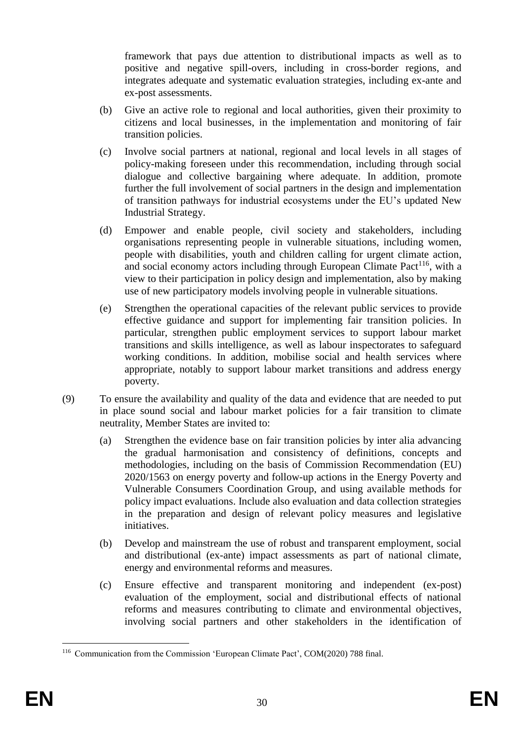framework that pays due attention to distributional impacts as well as to positive and negative spill-overs, including in cross-border regions, and integrates adequate and systematic evaluation strategies, including ex-ante and ex-post assessments.

(b) Give an active role to regional and local authorities, given their proximity to citizens and local businesses, in the implementation and monitoring of fair transition policies.

(c) Involve social partners at national, regional and local levels in all stages of policy-making foreseen under this recommendation, including through social dialogue and collective bargaining where adequate. In addition, promote further the full involvement of social partners in the design and implementation of transition pathways for industrial ecosystems under the EU's updated New Industrial Strategy.

(d) Empower and enable people, civil society and stakeholders, including organisations representing people in vulnerable situations, including women, people with disabilities, youth and children calling for urgent climate action, and social economy actors including through European Climate Pact[116], with a view to their participation in policy design and implementation, also by making use of new participatory models involving people in vulnerable situations.

(e) Strengthen the operational capacities of the relevant public services to provide effective guidance and support for implementing fair transition policies. In particular, strengthen public employment services to support labour market transitions and skills intelligence, as well as labour inspectorates to safeguard working conditions. In addition, mobilise social and health services where appropriate, notably to support labour market transitions and address energy poverty.

(9) To ensure the availability and quality of the data and evidence that are needed to put in place sound social and labour market policies for a fair transition to climate neutrality, Member States are invited to:

(a) Strengthen the evidence base on fair transition policies by inter alia advancing the gradual harmonisation and consistency of definitions, concepts and methodologies, including on the basis of Commission Recommendation (EU) 2020/1563 on energy poverty and follow-up actions in the Energy Poverty and Vulnerable Consumers Coordination Group, and using available methods for policy impact evaluations. Include also evaluation and data collection strategies in the preparation and design of relevant policy measures and legislative initiatives.

(b) Develop and mainstream the use of robust and transparent employment, social and distributional (ex-ante) impact assessments as part of national climate, energy and environmental reforms and measures.

(c) Ensure effective and transparent monitoring and independent (ex-post) evaluation of the employment, social and distributional effects of national reforms and measures contributing to climate and environmental objectives, involving social partners and other stakeholders in the identification of

---

[116] Communication from the Commission 'European Climate Pact', COM(2020) 788 final.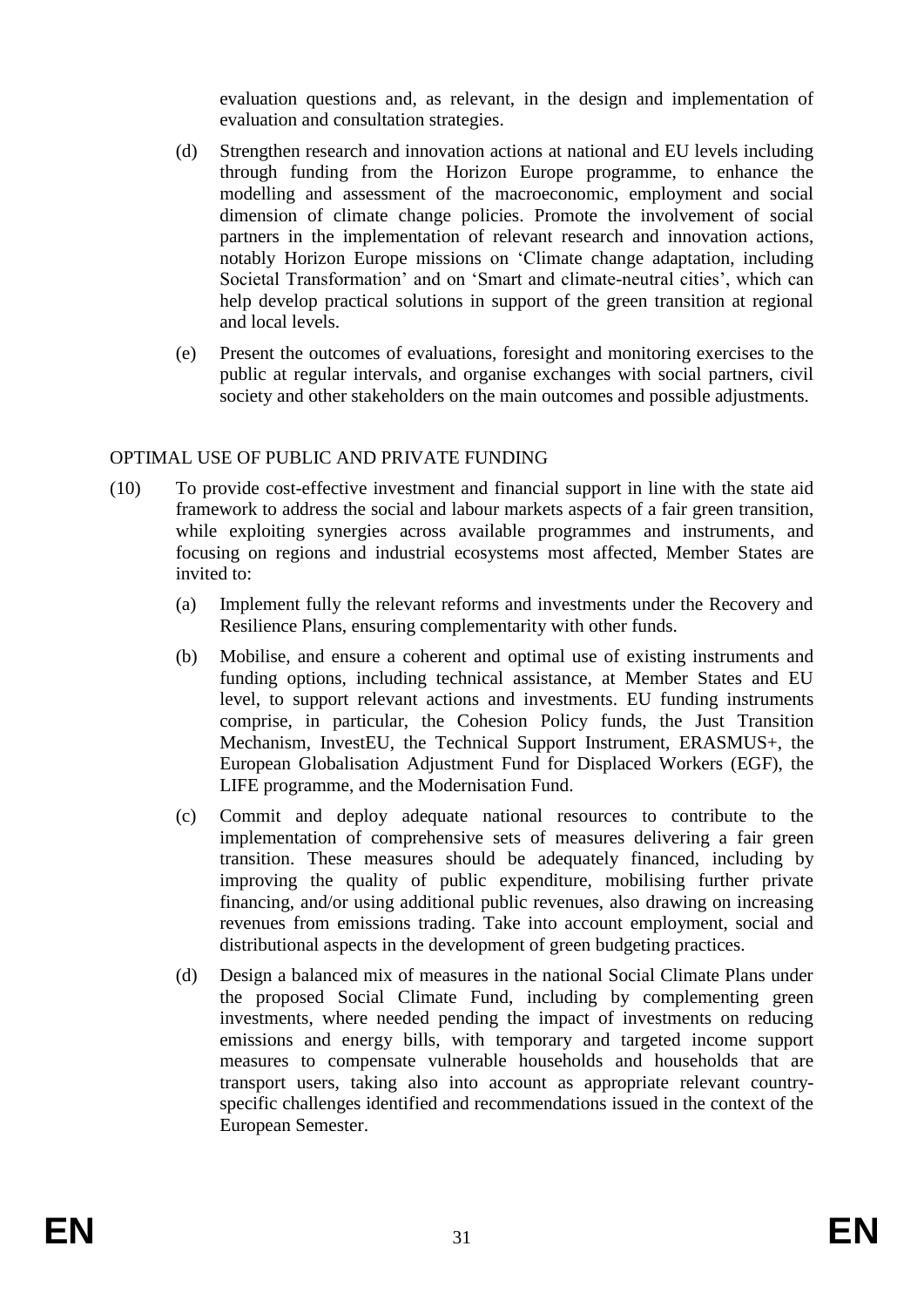evaluation questions and, as relevant, in the design and implementation of evaluation and consultation strategies.

(d) Strengthen research and innovation actions at national and EU levels including through funding from the Horizon Europe programme, to enhance the modelling and assessment of the macroeconomic, employment and social dimension of climate change policies. Promote the involvement of social partners in the implementation of relevant research and innovation actions, notably Horizon Europe missions on 'Climate change adaptation, including Societal Transformation' and on 'Smart and climate-neutral cities', which can help develop practical solutions in support of the green transition at regional and local levels.

(e) Present the outcomes of evaluations, foresight and monitoring exercises to the public at regular intervals, and organise exchanges with social partners, civil society and other stakeholders on the main outcomes and possible adjustments.

OPTIMAL USE OF PUBLIC AND PRIVATE FUNDING

(10) To provide cost-effective investment and financial support in line with the state aid framework to address the social and labour markets aspects of a fair green transition, while exploiting synergies across available programmes and instruments, and focusing on regions and industrial ecosystems most affected, Member States are invited to:

(a) Implement fully the relevant reforms and investments under the Recovery and Resilience Plans, ensuring complementarity with other funds.

(b) Mobilise, and ensure a coherent and optimal use of existing instruments and funding options, including technical assistance, at Member States and EU level, to support relevant actions and investments. EU funding instruments comprise, in particular, the Cohesion Policy funds, the Just Transition Mechanism, InvestEU, the Technical Support Instrument, ERASMUS+, the European Globalisation Adjustment Fund for Displaced Workers (EGF), the LIFE programme, and the Modernisation Fund.

(c) Commit and deploy adequate national resources to contribute to the implementation of comprehensive sets of measures delivering a fair green transition. These measures should be adequately financed, including by improving the quality of public expenditure, mobilising further private financing, and/or using additional public revenues, also drawing on increasing revenues from emissions trading. Take into account employment, social and distributional aspects in the development of green budgeting practices.

(d) Design a balanced mix of measures in the national Social Climate Plans under the proposed Social Climate Fund, including by complementing green investments, where needed pending the impact of investments on reducing emissions and energy bills, with temporary and targeted income support measures to compensate vulnerable households and households that are transport users, taking also into account as appropriate relevant country-specific challenges identified and recommendations issued in the context of the European Semester.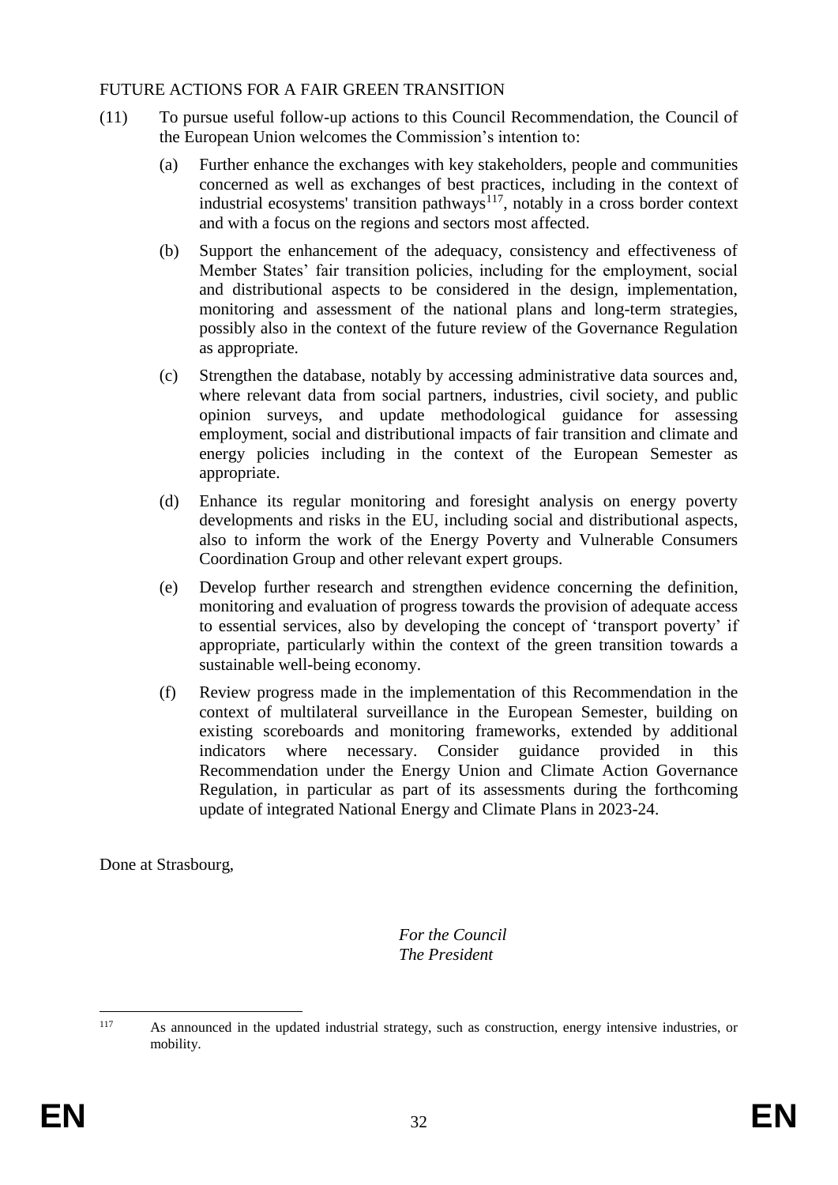FUTURE ACTIONS FOR A FAIR GREEN TRANSITION

(11) To pursue useful follow-up actions to this Council Recommendation, the Council of the European Union welcomes the Commission's intention to:

(a) Further enhance the exchanges with key stakeholders, people and communities concerned as well as exchanges of best practices, including in the context of industrial ecosystems' transition pathways[117], notably in a cross border context and with a focus on the regions and sectors most affected.

(b) Support the enhancement of the adequacy, consistency and effectiveness of Member States' fair transition policies, including for the employment, social and distributional aspects to be considered in the design, implementation, monitoring and assessment of the national plans and long-term strategies, possibly also in the context of the future review of the Governance Regulation as appropriate.

(c) Strengthen the database, notably by accessing administrative data sources and, where relevant data from social partners, industries, civil society, and public opinion surveys, and update methodological guidance for assessing employment, social and distributional impacts of fair transition and climate and energy policies including in the context of the European Semester as appropriate.

(d) Enhance its regular monitoring and foresight analysis on energy poverty developments and risks in the EU, including social and distributional aspects, also to inform the work of the Energy Poverty and Vulnerable Consumers Coordination Group and other relevant expert groups.

(e) Develop further research and strengthen evidence concerning the definition, monitoring and evaluation of progress towards the provision of adequate access to essential services, also by developing the concept of 'transport poverty' if appropriate, particularly within the context of the green transition towards a sustainable well-being economy.

(f) Review progress made in the implementation of this Recommendation in the context of multilateral surveillance in the European Semester, building on existing scoreboards and monitoring frameworks, extended by additional indicators where necessary. Consider guidance provided in this Recommendation under the Energy Union and Climate Action Governance Regulation, in particular as part of its assessments during the forthcoming update of integrated National Energy and Climate Plans in 2023-24.

Done at Strasbourg,

*For the Council*
*The President*

[117] As announced in the updated industrial strategy, such as construction, energy intensive industries, or mobility.